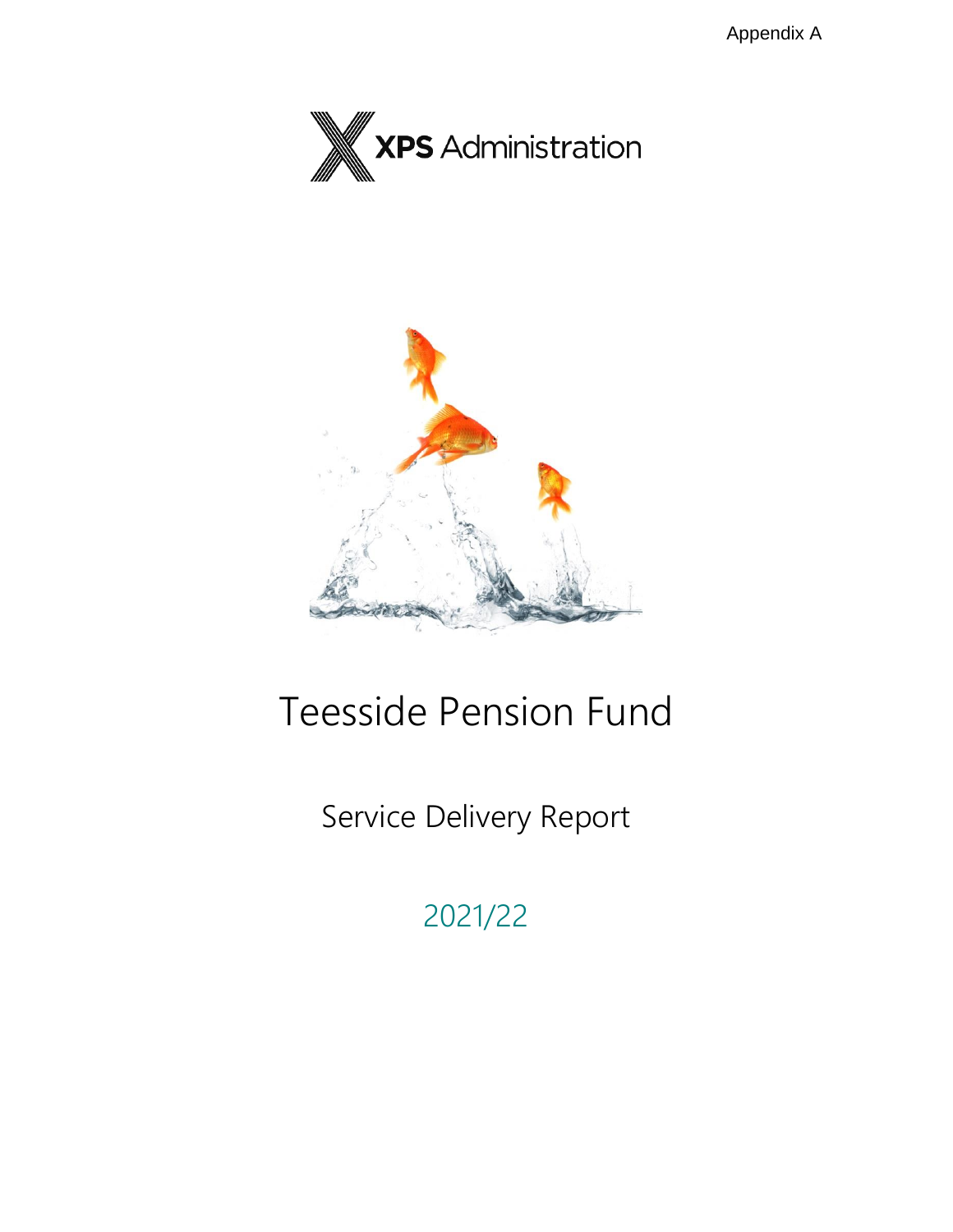Appendix A

XPS Administration

# Teesside Pension Fund

## Service Delivery Report

## 2021/22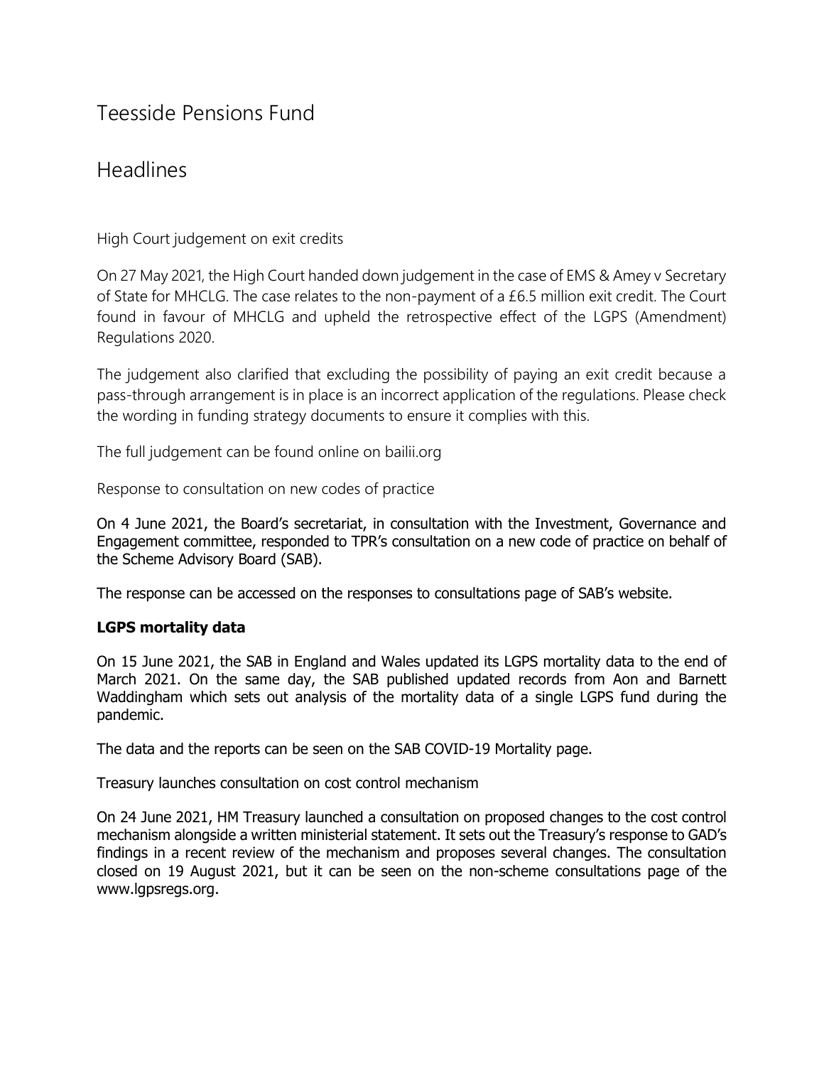# Teesside Pensions Fund

## Headlines

### High Court judgement on exit credits

On 27 May 2021, the High Court handed down judgement in the case of EMS & Amey v Secretary of State for MHCLG. The case relates to the non-payment of a £6.5 million exit credit. The Court found in favour of MHCLG and upheld the retrospective effect of the LGPS (Amendment) Regulations 2020.

The judgement also clarified that excluding the possibility of paying an exit credit because a pass-through arrangement is in place is an incorrect application of the regulations. Please check the wording in funding strategy documents to ensure it complies with this.

The full judgement can be found online on bailii.org

### Response to consultation on new codes of practice

On 4 June 2021, the Board's secretariat, in consultation with the Investment, Governance and Engagement committee, responded to TPR's consultation on a new code of practice on behalf of the Scheme Advisory Board (SAB).

The response can be accessed on the responses to consultations page of SAB's website.

### LGPS mortality data

On 15 June 2021, the SAB in England and Wales updated its LGPS mortality data to the end of March 2021. On the same day, the SAB published updated records from Aon and Barnett Waddingham which sets out analysis of the mortality data of a single LGPS fund during the pandemic.

The data and the reports can be seen on the SAB COVID-19 Mortality page.

### Treasury launches consultation on cost control mechanism

On 24 June 2021, HM Treasury launched a consultation on proposed changes to the cost control mechanism alongside a written ministerial statement. It sets out the Treasury's response to GAD's findings in a recent review of the mechanism and proposes several changes. The consultation closed on 19 August 2021, but it can be seen on the non-scheme consultations page of the www.lgpsregs.org.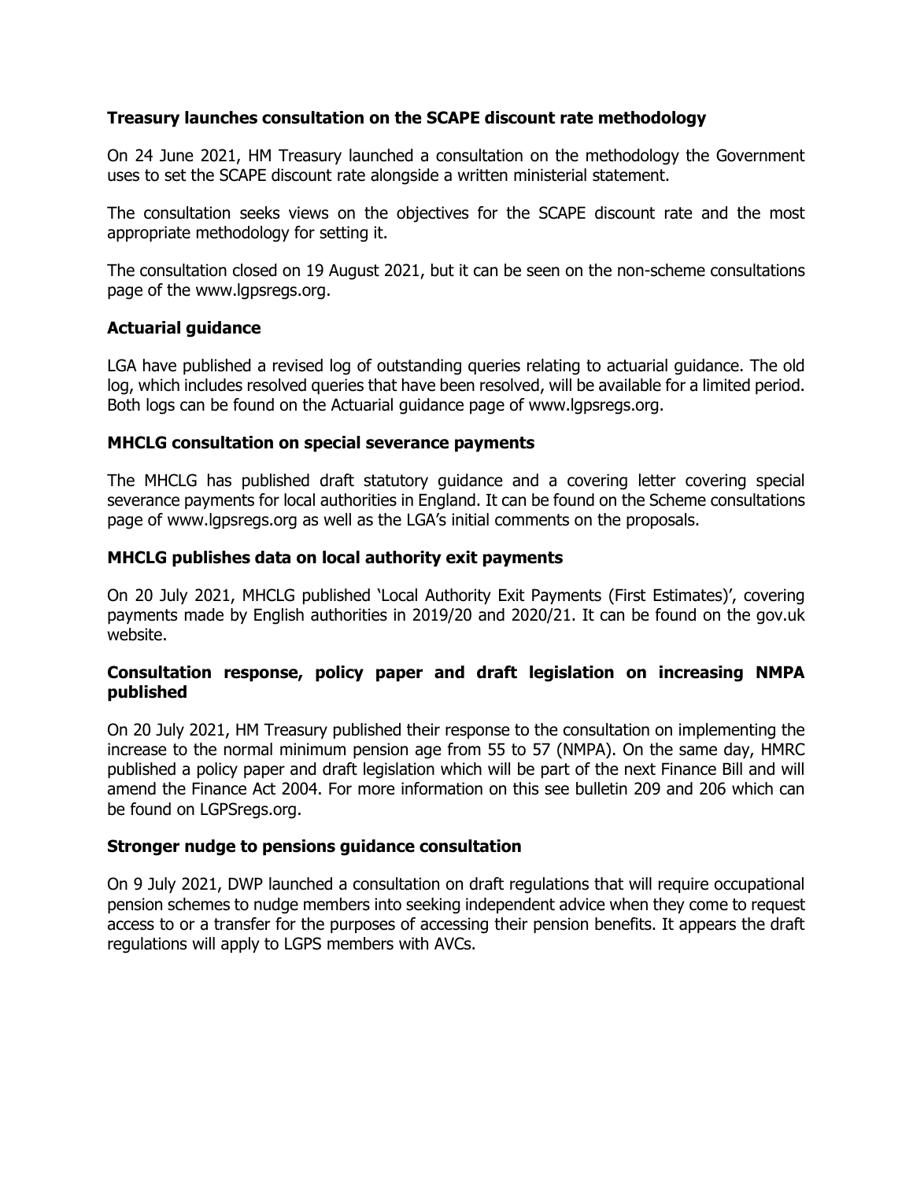### Treasury launches consultation on the SCAPE discount rate methodology

On 24 June 2021, HM Treasury launched a consultation on the methodology the Government uses to set the SCAPE discount rate alongside a written ministerial statement.

The consultation seeks views on the objectives for the SCAPE discount rate and the most appropriate methodology for setting it.

The consultation closed on 19 August 2021, but it can be seen on the non-scheme consultations page of the www.lgpsregs.org.

### Actuarial guidance

LGA have published a revised log of outstanding queries relating to actuarial guidance. The old log, which includes resolved queries that have been resolved, will be available for a limited period. Both logs can be found on the Actuarial guidance page of www.lgpsregs.org.

### MHCLG consultation on special severance payments

The MHCLG has published draft statutory guidance and a covering letter covering special severance payments for local authorities in England. It can be found on the Scheme consultations page of www.lgpsregs.org as well as the LGA's initial comments on the proposals.

### MHCLG publishes data on local authority exit payments

On 20 July 2021, MHCLG published 'Local Authority Exit Payments (First Estimates)', covering payments made by English authorities in 2019/20 and 2020/21. It can be found on the gov.uk website.

### Consultation response, policy paper and draft legislation on increasing NMPA published

On 20 July 2021, HM Treasury published their response to the consultation on implementing the increase to the normal minimum pension age from 55 to 57 (NMPA). On the same day, HMRC published a policy paper and draft legislation which will be part of the next Finance Bill and will amend the Finance Act 2004. For more information on this see bulletin 209 and 206 which can be found on LGPSregs.org.

### Stronger nudge to pensions guidance consultation

On 9 July 2021, DWP launched a consultation on draft regulations that will require occupational pension schemes to nudge members into seeking independent advice when they come to request access to or a transfer for the purposes of accessing their pension benefits. It appears the draft regulations will apply to LGPS members with AVCs.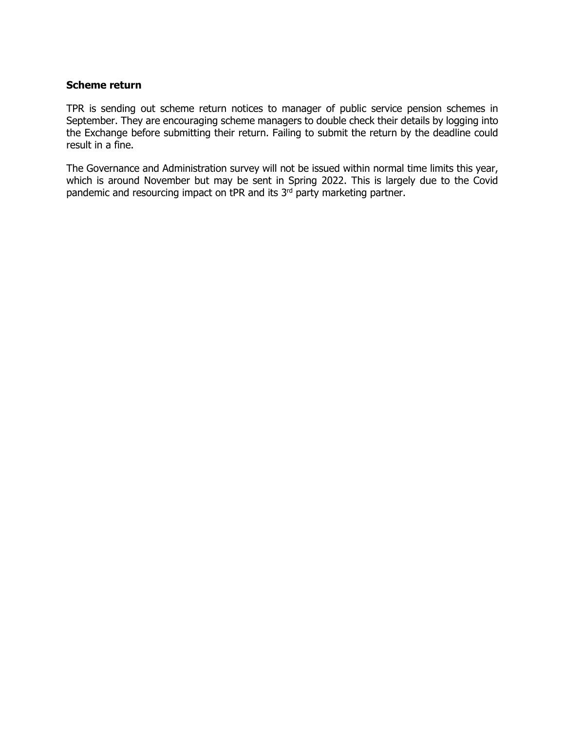**Scheme return**

TPR is sending out scheme return notices to manager of public service pension schemes in September. They are encouraging scheme managers to double check their details by logging into the Exchange before submitting their return. Failing to submit the return by the deadline could result in a fine.

The Governance and Administration survey will not be issued within normal time limits this year, which is around November but may be sent in Spring 2022. This is largely due to the Covid pandemic and resourcing impact on tPR and its 3rd party marketing partner.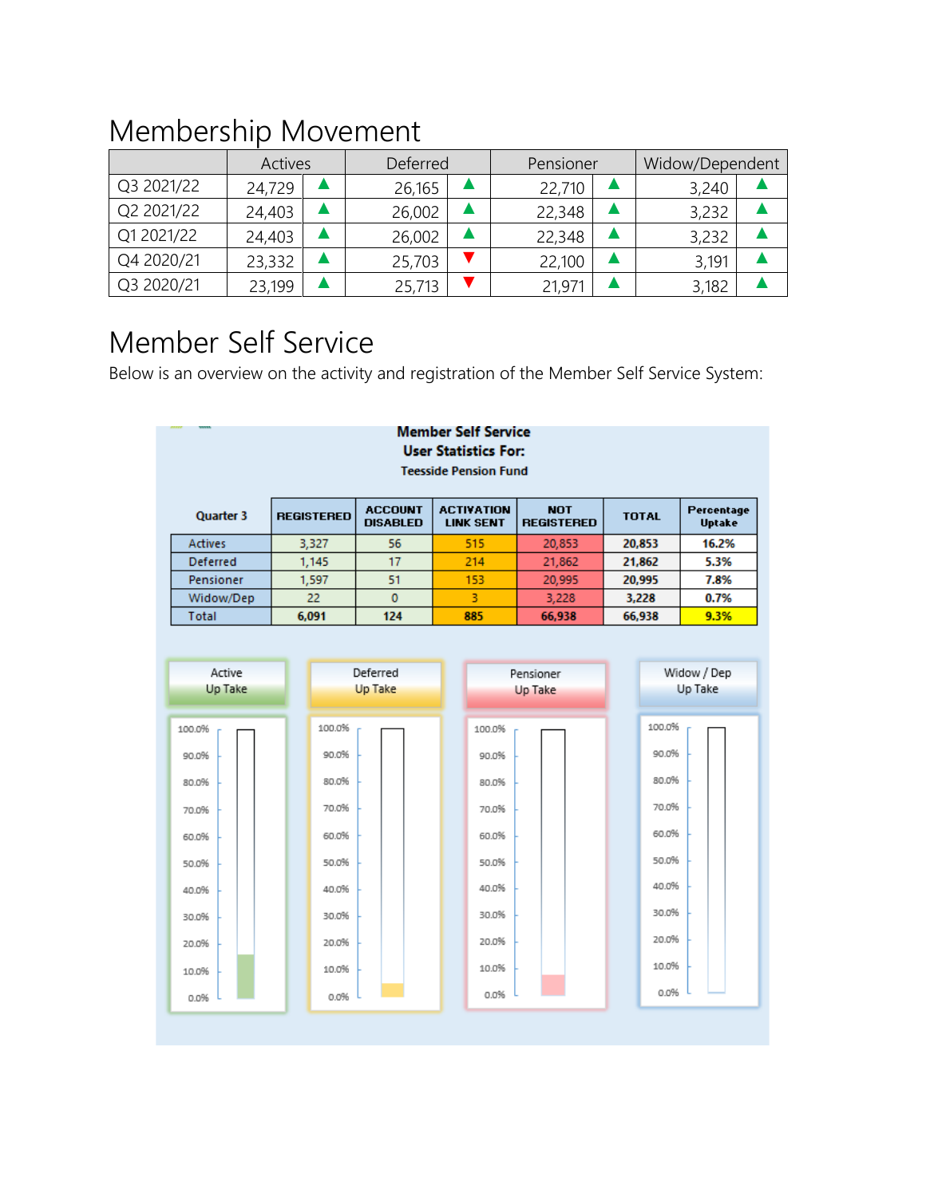## Membership Movement

| | Actives | | Deferred | | Pensioner | | Widow/Dependent | |
|---|---|---|---|---|---|---|---|---|
| Q3 2021/22 | 24,729 | ▲ | 26,165 | ▲ | 22,710 | ▲ | 3,240 | ▲ |
| Q2 2021/22 | 24,403 | ▲ | 26,002 | ▲ | 22,348 | ▲ | 3,232 | ▲ |
| Q1 2021/22 | 24,403 | ▲ | 26,002 | ▲ | 22,348 | ▲ | 3,232 | ▲ |
| Q4 2020/21 | 23,332 | ▲ | 25,703 | ▼ | 22,100 | ▲ | 3,191 | ▲ |
| Q3 2020/21 | 23,199 | ▲ | 25,713 | ▼ | 21,971 | ▲ | 3,182 | ▲ |

## Member Self Service

Below is an overview on the activity and registration of the Member Self Service System:

**Member Self Service**
**User Statistics For:**
**Teesside Pension Fund**

| Quarter 3 | REGISTERED | ACCOUNT DISABLED | ACTIVATION LINK SENT | NOT REGISTERED | TOTAL | Percentage Uptake |
|---|---|---|---|---|---|---|
| Actives | 3,327 | 56 | 515 | 20,853 | 20,853 | 16.2% |
| Deferred | 1,145 | 17 | 214 | 21,862 | 21,862 | 5.3% |
| Pensioner | 1,597 | 51 | 153 | 20,995 | 20,995 | 7.8% |
| Widow/Dep | 22 | 0 | 3 | 3,228 | 3,228 | 0.7% |
| Total | 6,091 | 124 | 885 | 66,938 | 66,938 | 9.3% |

Active Up Take | Deferred Up Take | Pensioner Up Take | Widow / Dep Up Take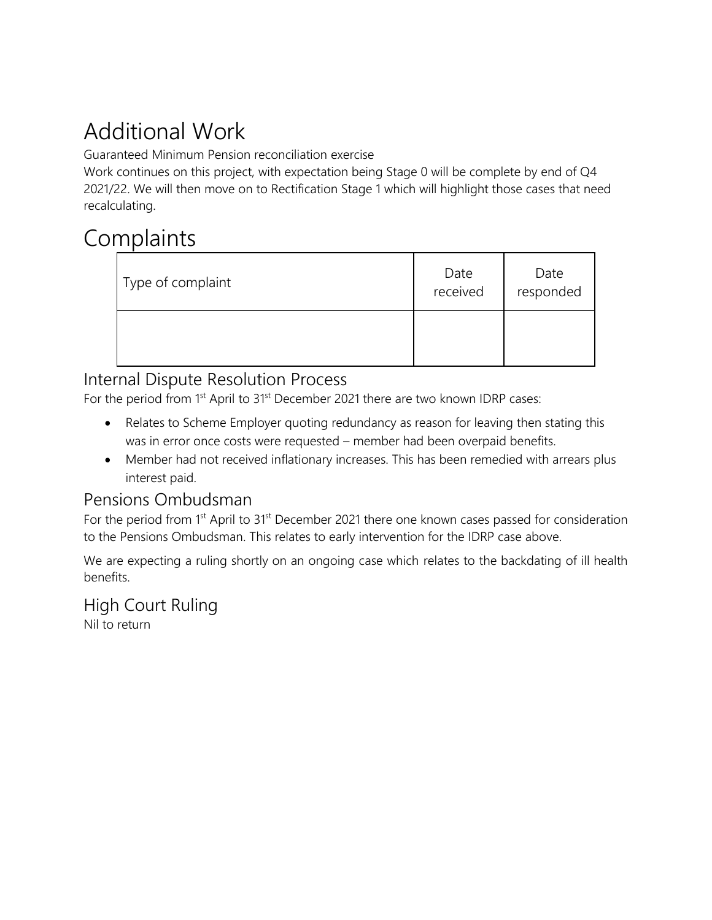# Additional Work

Guaranteed Minimum Pension reconciliation exercise

Work continues on this project, with expectation being Stage 0 will be complete by end of Q4 2021/22. We will then move on to Rectification Stage 1 which will highlight those cases that need recalculating.

# Complaints

| Type of complaint | Date received | Date responded |
|---|---|---|
| | | |

## Internal Dispute Resolution Process

For the period from 1st April to 31st December 2021 there are two known IDRP cases:

- Relates to Scheme Employer quoting redundancy as reason for leaving then stating this was in error once costs were requested – member had been overpaid benefits.
- Member had not received inflationary increases. This has been remedied with arrears plus interest paid.

## Pensions Ombudsman

For the period from 1st April to 31st December 2021 there one known cases passed for consideration to the Pensions Ombudsman. This relates to early intervention for the IDRP case above.

We are expecting a ruling shortly on an ongoing case which relates to the backdating of ill health benefits.

## High Court Ruling

Nil to return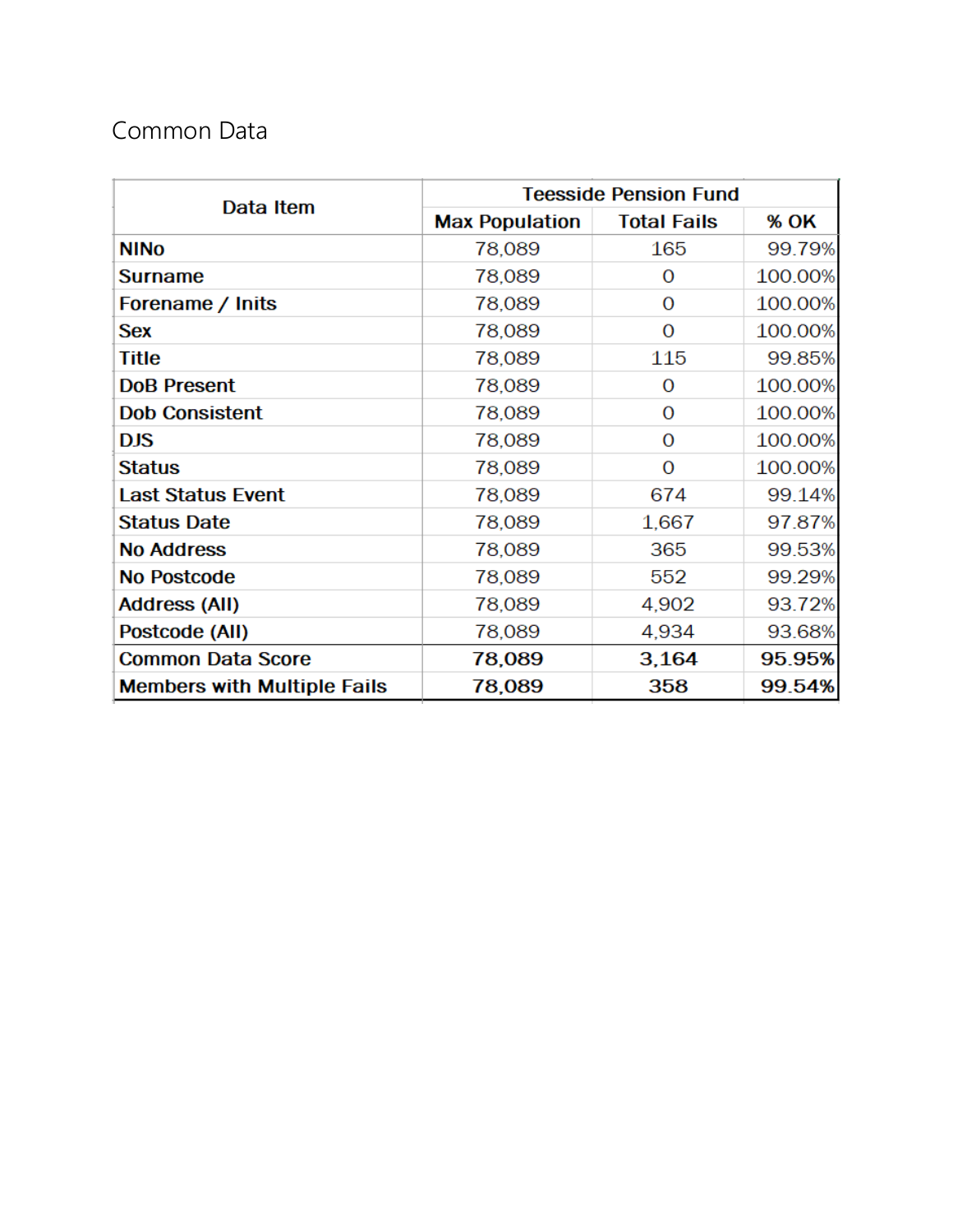## Common Data

| Data Item | Teesside Pension Fund | | |
|---|---|---|---|
| | Max Population | Total Fails | % OK |
| NINo | 78,089 | 165 | 99.79% |
| Surname | 78,089 | 0 | 100.00% |
| Forename / Inits | 78,089 | 0 | 100.00% |
| Sex | 78,089 | 0 | 100.00% |
| Title | 78,089 | 115 | 99.85% |
| DoB Present | 78,089 | 0 | 100.00% |
| Dob Consistent | 78,089 | 0 | 100.00% |
| DJS | 78,089 | 0 | 100.00% |
| Status | 78,089 | 0 | 100.00% |
| Last Status Event | 78,089 | 674 | 99.14% |
| Status Date | 78,089 | 1,667 | 97.87% |
| No Address | 78,089 | 365 | 99.53% |
| No Postcode | 78,089 | 552 | 99.29% |
| Address (All) | 78,089 | 4,902 | 93.72% |
| Postcode (All) | 78,089 | 4,934 | 93.68% |
| **Common Data Score** | **78,089** | **3,164** | **95.95%** |
| **Members with Multiple Fails** | **78,089** | **358** | **99.54%** |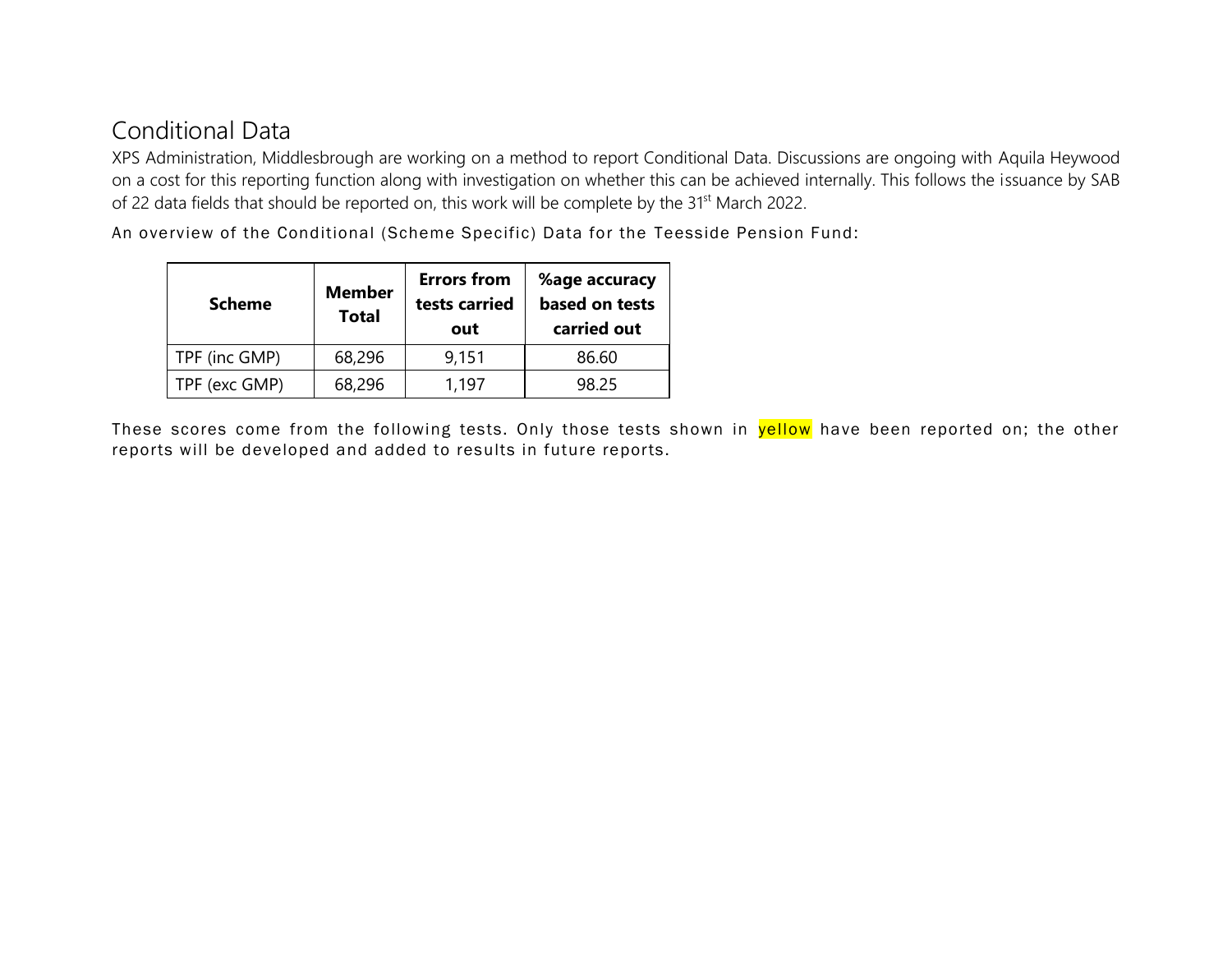## Conditional Data

XPS Administration, Middlesbrough are working on a method to report Conditional Data. Discussions are ongoing with Aquila Heywood on a cost for this reporting function along with investigation on whether this can be achieved internally. This follows the issuance by SAB of 22 data fields that should be reported on, this work will be complete by the 31st March 2022.

An overview of the Conditional (Scheme Specific) Data for the Teesside Pension Fund:

| Scheme | Member Total | Errors from tests carried out | %age accuracy based on tests carried out |
|---|---|---|---|
| TPF (inc GMP) | 68,296 | 9,151 | 86.60 |
| TPF (exc GMP) | 68,296 | 1,197 | 98.25 |

These scores come from the following tests. Only those tests shown in yellow have been reported on; the other reports will be developed and added to results in future reports.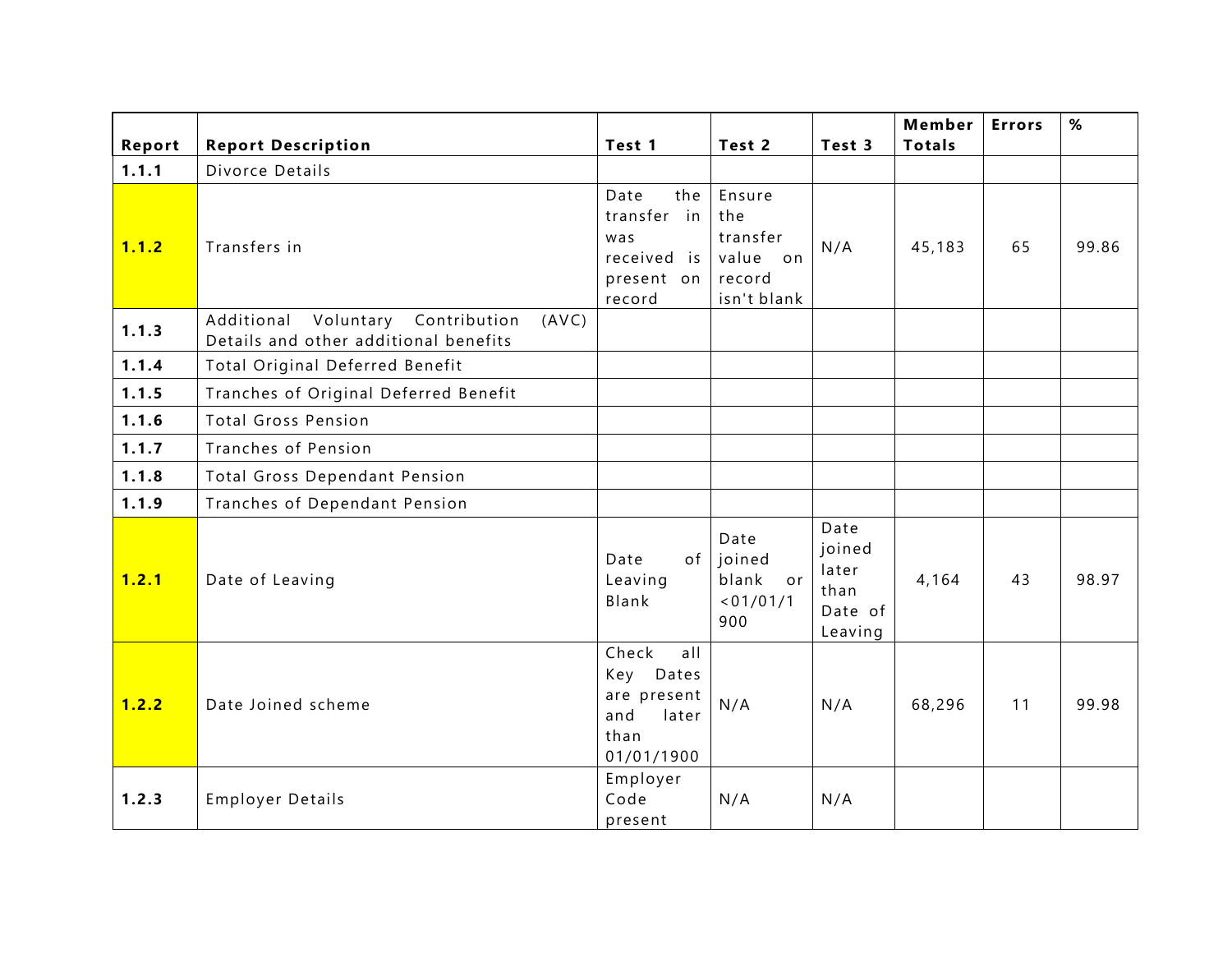| Report | Report Description | Test 1 | Test 2 | Test 3 | Member Totals | Errors | % |
|---|---|---|---|---|---|---|---|
| **1.1.1** | Divorce Details | | | | | | |
| **1.1.2** | Transfers in | Date the transfer in was received is present on record | Ensure the transfer value on record isn't blank | N/A | 45,183 | 65 | 99.86 |
| **1.1.3** | Additional Voluntary Contribution (AVC) Details and other additional benefits | | | | | | |
| **1.1.4** | Total Original Deferred Benefit | | | | | | |
| **1.1.5** | Tranches of Original Deferred Benefit | | | | | | |
| **1.1.6** | Total Gross Pension | | | | | | |
| **1.1.7** | Tranches of Pension | | | | | | |
| **1.1.8** | Total Gross Dependant Pension | | | | | | |
| **1.1.9** | Tranches of Dependant Pension | | | | | | |
| **1.2.1** | Date of Leaving | Date of Leaving Blank | Date joined blank or <01/01/1900 | Date joined later than Date of Leaving | 4,164 | 43 | 98.97 |
| **1.2.2** | Date Joined scheme | Check all Key Dates are present and later than 01/01/1900 | N/A | N/A | 68,296 | 11 | 99.98 |
| **1.2.3** | Employer Details | Employer Code present | N/A | N/A | | | |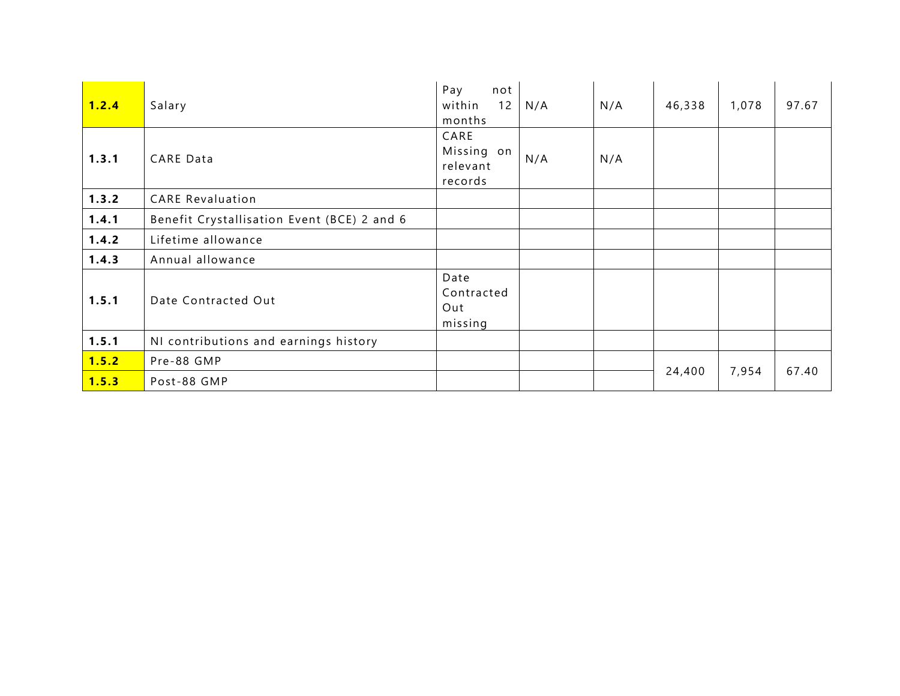| | | | | | | | |
|---|---|---|---|---|---|---|---|
| **1.2.4** | Salary | Pay not within 12 months | N/A | N/A | 46,338 | 1,078 | 97.67 |
| **1.3.1** | CARE Data | CARE Missing on relevant records | N/A | N/A | | | |
| **1.3.2** | CARE Revaluation | | | | | | |
| **1.4.1** | Benefit Crystallisation Event (BCE) 2 and 6 | | | | | | |
| **1.4.2** | Lifetime allowance | | | | | | |
| **1.4.3** | Annual allowance | | | | | | |
| **1.5.1** | Date Contracted Out | Date Contracted Out missing | | | | | |
| **1.5.1** | NI contributions and earnings history | | | | | | |
| **1.5.2** | Pre-88 GMP | | | | 24,400 | 7,954 | 67.40 |
| **1.5.3** | Post-88 GMP | | | | | | |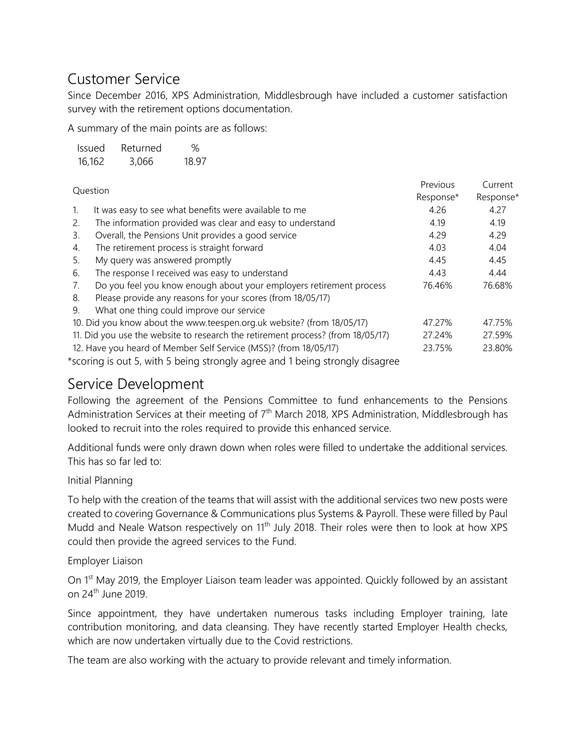## Customer Service

Since December 2016, XPS Administration, Middlesbrough have included a customer satisfaction survey with the retirement options documentation.

A summary of the main points are as follows:

| Issued | Returned | % |
|---|---|---|
| 16,162 | 3,066 | 18.97 |

| Question | Previous Response* | Current Response* |
|---|---|---|
| 1. It was easy to see what benefits were available to me | 4.26 | 4.27 |
| 2. The information provided was clear and easy to understand | 4.19 | 4.19 |
| 3. Overall, the Pensions Unit provides a good service | 4.29 | 4.29 |
| 4. The retirement process is straight forward | 4.03 | 4.04 |
| 5. My query was answered promptly | 4.45 | 4.45 |
| 6. The response I received was easy to understand | 4.43 | 4.44 |
| 7. Do you feel you know enough about your employers retirement process | 76.46% | 76.68% |
| 8. Please provide any reasons for your scores (from 18/05/17) | | |
| 9. What one thing could improve our service | | |
| 10. Did you know about the www.teespen.org.uk website? (from 18/05/17) | 47.27% | 47.75% |
| 11. Did you use the website to research the retirement process? (from 18/05/17) | 27.24% | 27.59% |
| 12. Have you heard of Member Self Service (MSS)? (from 18/05/17) | 23.75% | 23.80% |

*scoring is out 5, with 5 being strongly agree and 1 being strongly disagree

## Service Development

Following the agreement of the Pensions Committee to fund enhancements to the Pensions Administration Services at their meeting of 7th March 2018, XPS Administration, Middlesbrough has looked to recruit into the roles required to provide this enhanced service.

Additional funds were only drawn down when roles were filled to undertake the additional services. This has so far led to:

Initial Planning

To help with the creation of the teams that will assist with the additional services two new posts were created to covering Governance & Communications plus Systems & Payroll. These were filled by Paul Mudd and Neale Watson respectively on 11th July 2018. Their roles were then to look at how XPS could then provide the agreed services to the Fund.

Employer Liaison

On 1st May 2019, the Employer Liaison team leader was appointed. Quickly followed by an assistant on 24th June 2019.

Since appointment, they have undertaken numerous tasks including Employer training, late contribution monitoring, and data cleansing. They have recently started Employer Health checks, which are now undertaken virtually due to the Covid restrictions.

The team are also working with the actuary to provide relevant and timely information.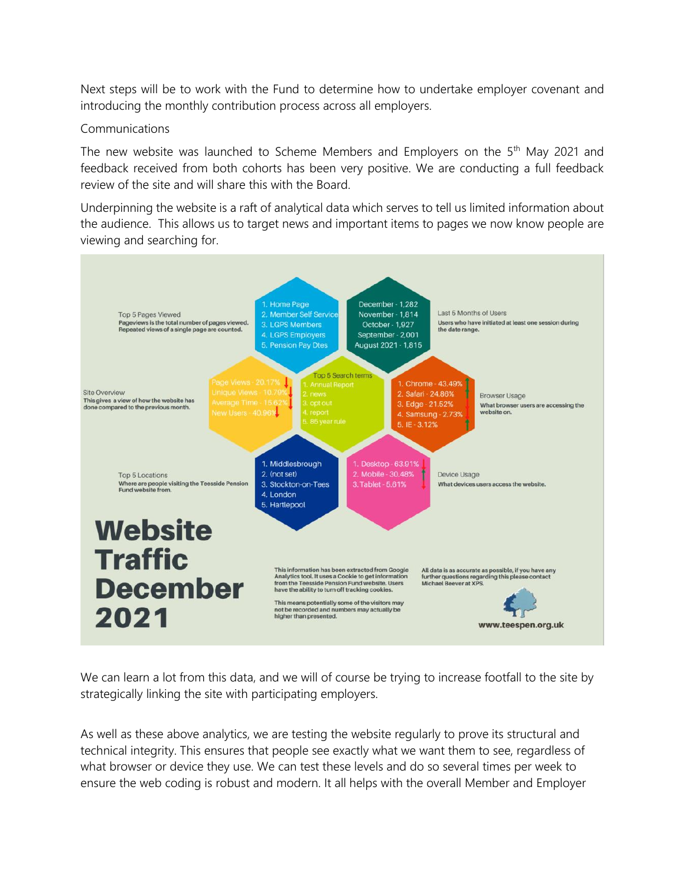Next steps will be to work with the Fund to determine how to undertake employer covenant and introducing the monthly contribution process across all employers.

Communications

The new website was launched to Scheme Members and Employers on the 5th May 2021 and feedback received from both cohorts has been very positive. We are conducting a full feedback review of the site and will share this with the Board.

Underpinning the website is a raft of analytical data which serves to tell us limited information about the audience. This allows us to target news and important items to pages we now know people are viewing and searching for.

**Website Traffic December 2021**

Top 5 Pages Viewed
Pageviews is the total number of pages viewed. Repeated views of a single page are counted.

1. Home Page
2. Member Self Service
3. LGPS Members
4. LGPS Employers
5. Pension Pay Dtes

Last 5 Months of Users
Users who have initiated at least one session during the date range.

- December - 1,282
- November - 1,814
- October - 1,927
- September - 2,001
- August 2021 - 1,815

Site Overview
This gives a view of how the website has done compared to the previous month.

- Page Views - 20.17% ↓
- Unique Views - 10.79% ↓
- Average Time - 15.62% ↓
- New Users - 40.96% ↓

Top 5 Search terms

1. Annual Report
2. news
3. opt out
4. report
5. 85 year rule

Browser Usage
What browser users are accessing the website on.

1. Chrome - 43.49% ↑
2. Safari - 24.86% ↓
3. Edge - 21.52% ↓
4. Samsung - 2.73% ↓
5. IE - 3.12% ↑

Top 5 Locations
Where are people visiting the Teesside Pension Fund website from.

1. Middlesbrough
2. (not set)
3. Stockton-on-Tees
4. London
5. Hartlepool

Device Usage
What devices users access the website.

1. Desktop - 63.91% ↓
2. Mobile - 30.48% ↑
3. Tablet - 5.61% ↓

This information has been extracted from Google Analytics tool. It uses a Cookie to get information from the Teesside Pension Fund website. Users have the ability to turn off tracking cookies.

This means potentially some of the visitors may not be recorded and numbers may actually be higher than presented.

All data is as accurate as possible, if you have any further questions regarding this please contact Michael Beever at XPS.

www.teespen.org.uk

We can learn a lot from this data, and we will of course be trying to increase footfall to the site by strategically linking the site with participating employers.

As well as these above analytics, we are testing the website regularly to prove its structural and technical integrity. This ensures that people see exactly what we want them to see, regardless of what browser or device they use. We can test these levels and do so several times per week to ensure the web coding is robust and modern. It all helps with the overall Member and Employer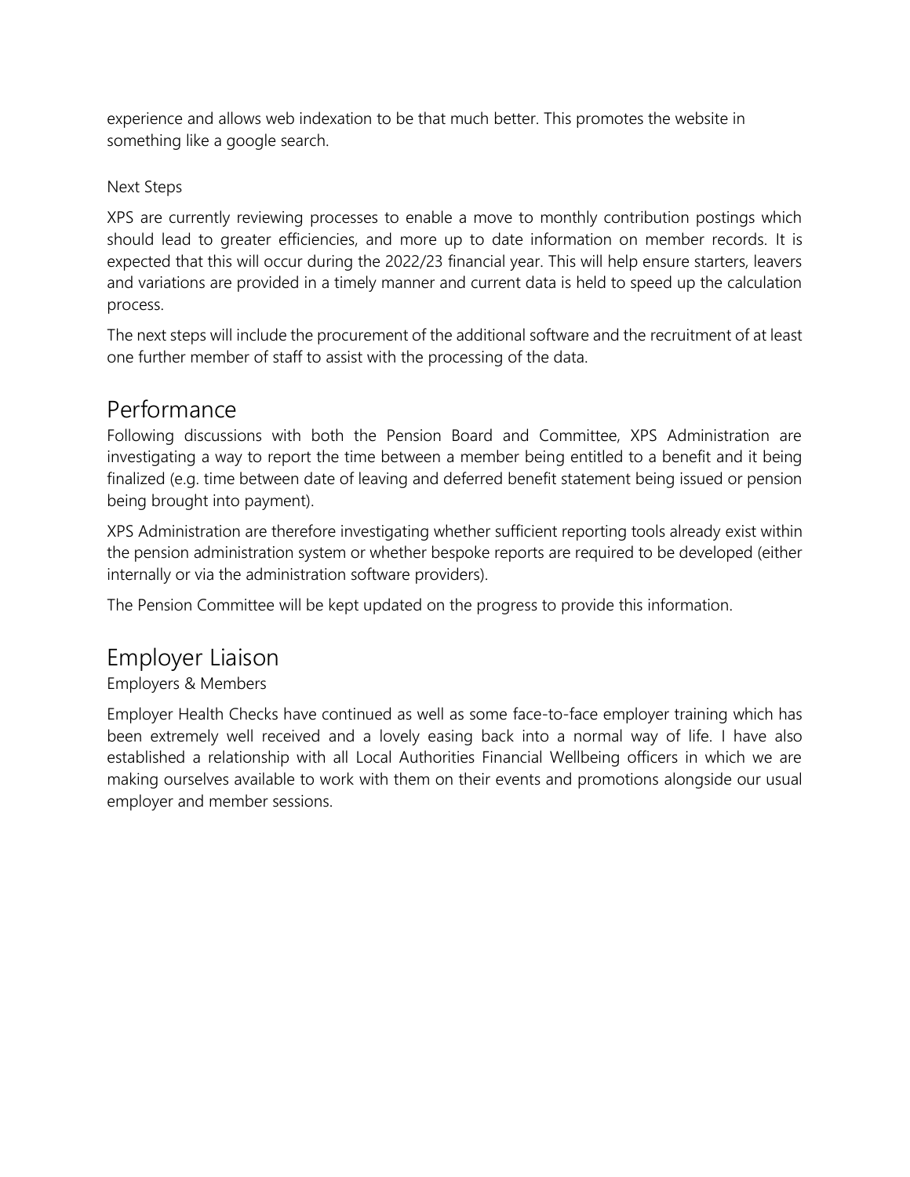experience and allows web indexation to be that much better. This promotes the website in something like a google search.

### Next Steps

XPS are currently reviewing processes to enable a move to monthly contribution postings which should lead to greater efficiencies, and more up to date information on member records. It is expected that this will occur during the 2022/23 financial year. This will help ensure starters, leavers and variations are provided in a timely manner and current data is held to speed up the calculation process.

The next steps will include the procurement of the additional software and the recruitment of at least one further member of staff to assist with the processing of the data.

## Performance

Following discussions with both the Pension Board and Committee, XPS Administration are investigating a way to report the time between a member being entitled to a benefit and it being finalized (e.g. time between date of leaving and deferred benefit statement being issued or pension being brought into payment).

XPS Administration are therefore investigating whether sufficient reporting tools already exist within the pension administration system or whether bespoke reports are required to be developed (either internally or via the administration software providers).

The Pension Committee will be kept updated on the progress to provide this information.

## Employer Liaison

### Employers & Members

Employer Health Checks have continued as well as some face-to-face employer training which has been extremely well received and a lovely easing back into a normal way of life. I have also established a relationship with all Local Authorities Financial Wellbeing officers in which we are making ourselves available to work with them on their events and promotions alongside our usual employer and member sessions.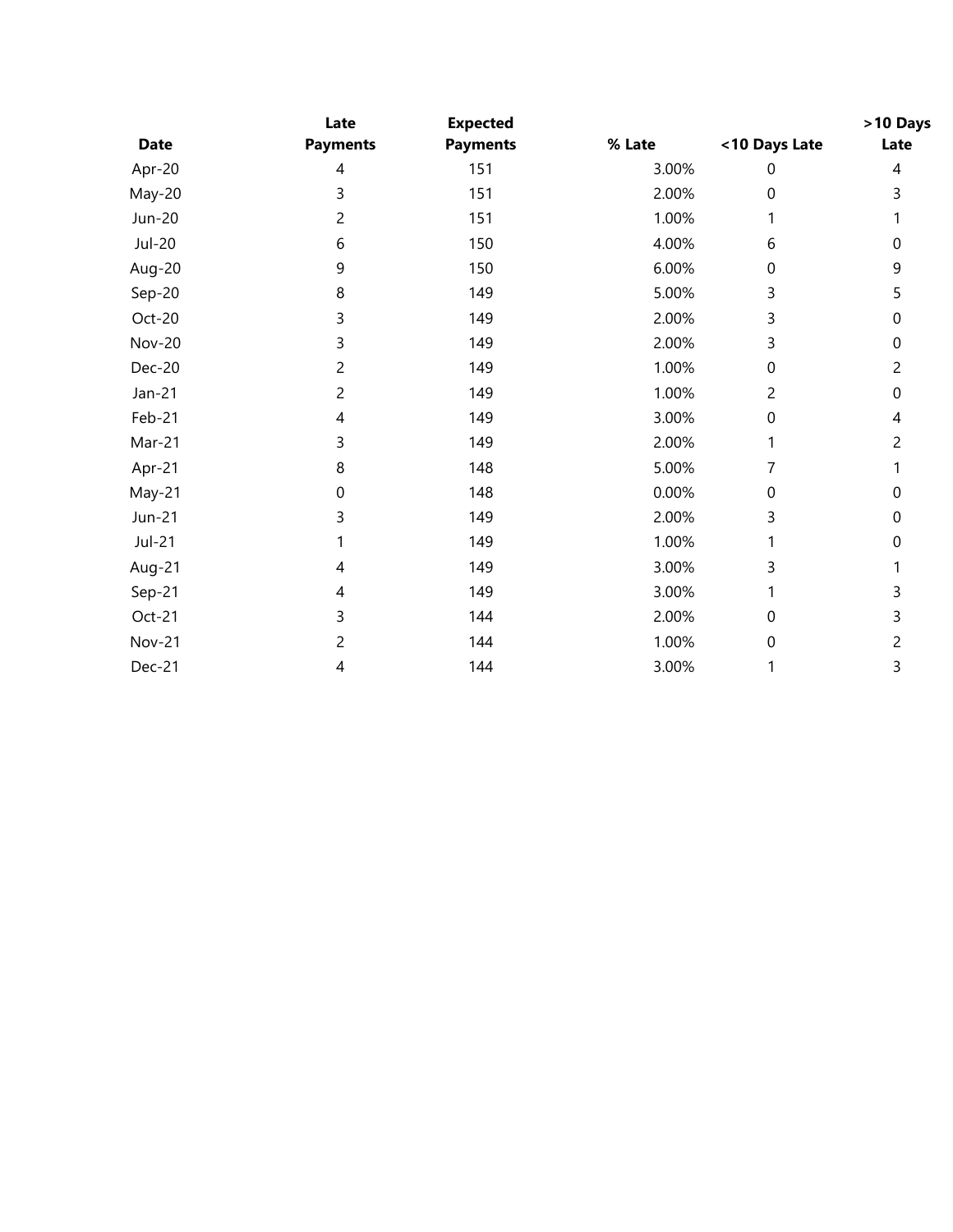| Date | Late Payments | Expected Payments | % Late | <10 Days Late | >10 Days Late |
|---|---|---|---|---|---|
| Apr-20 | 4 | 151 | 3.00% | 0 | 4 |
| May-20 | 3 | 151 | 2.00% | 0 | 3 |
| Jun-20 | 2 | 151 | 1.00% | 1 | 1 |
| Jul-20 | 6 | 150 | 4.00% | 6 | 0 |
| Aug-20 | 9 | 150 | 6.00% | 0 | 9 |
| Sep-20 | 8 | 149 | 5.00% | 3 | 5 |
| Oct-20 | 3 | 149 | 2.00% | 3 | 0 |
| Nov-20 | 3 | 149 | 2.00% | 3 | 0 |
| Dec-20 | 2 | 149 | 1.00% | 0 | 2 |
| Jan-21 | 2 | 149 | 1.00% | 2 | 0 |
| Feb-21 | 4 | 149 | 3.00% | 0 | 4 |
| Mar-21 | 3 | 149 | 2.00% | 1 | 2 |
| Apr-21 | 8 | 148 | 5.00% | 7 | 1 |
| May-21 | 0 | 148 | 0.00% | 0 | 0 |
| Jun-21 | 3 | 149 | 2.00% | 3 | 0 |
| Jul-21 | 1 | 149 | 1.00% | 1 | 0 |
| Aug-21 | 4 | 149 | 3.00% | 3 | 1 |
| Sep-21 | 4 | 149 | 3.00% | 1 | 3 |
| Oct-21 | 3 | 144 | 2.00% | 0 | 3 |
| Nov-21 | 2 | 144 | 1.00% | 0 | 2 |
| Dec-21 | 4 | 144 | 3.00% | 1 | 3 |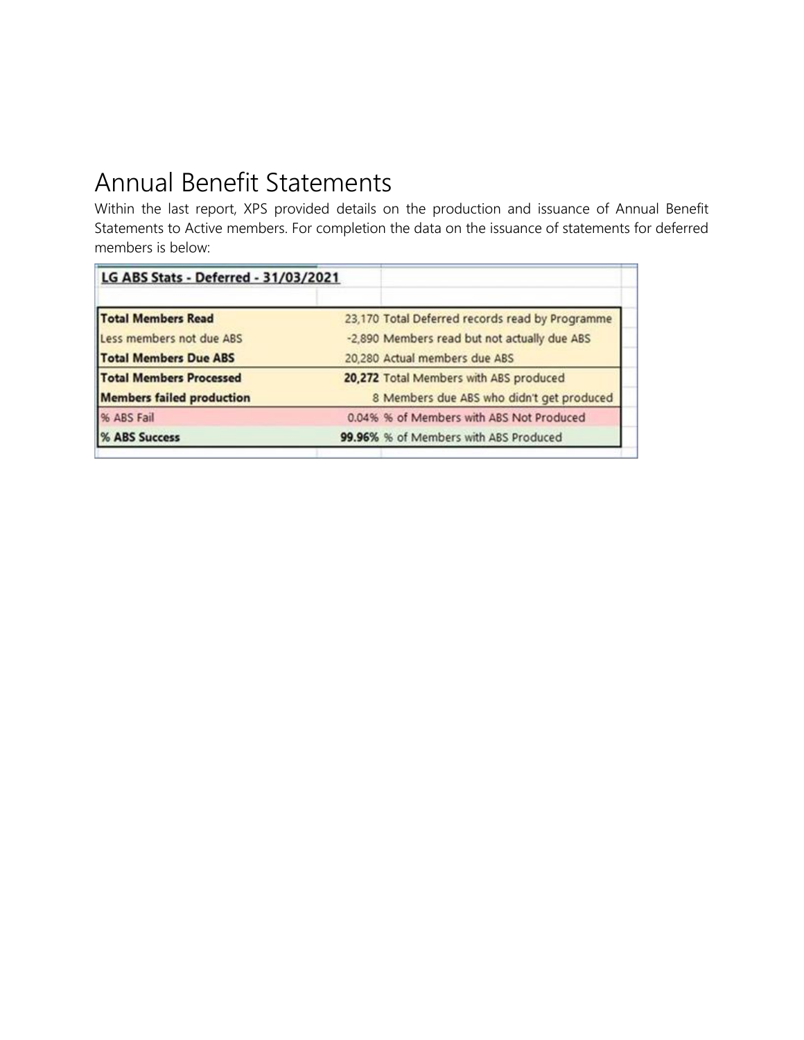# Annual Benefit Statements

Within the last report, XPS provided details on the production and issuance of Annual Benefit Statements to Active members. For completion the data on the issuance of statements for deferred members is below:

| **LG ABS Stats - Deferred - 31/03/2021** | | |
|---|---|---|
| **Total Members Read** | 23,170 | Total Deferred records read by Programme |
| Less members not due ABS | -2,890 | Members read but not actually due ABS |
| **Total Members Due ABS** | 20,280 | Actual members due ABS |
| **Total Members Processed** | **20,272** | Total Members with ABS produced |
| **Members failed production** | 8 | Members due ABS who didn't get produced |
| % ABS Fail | 0.04% | % of Members with ABS Not Produced |
| **% ABS Success** | **99.96%** | % of Members with ABS Produced |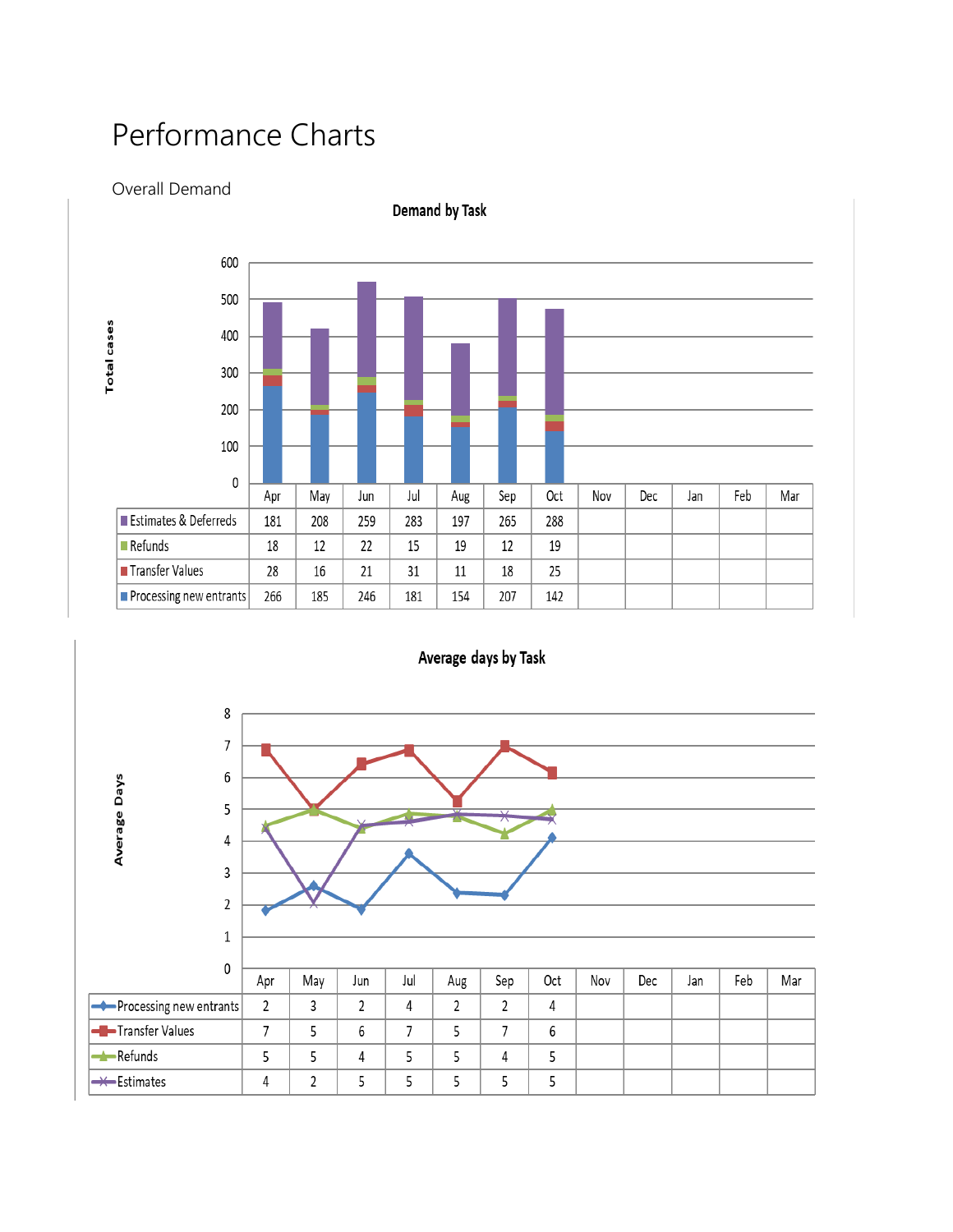# Performance Charts

Overall Demand

**Demand by Task**

| | Apr | May | Jun | Jul | Aug | Sep | Oct | Nov | Dec | Jan | Feb | Mar |
|---|---|---|---|---|---|---|---|---|---|---|---|---|
| Estimates & Deferreds | 181 | 208 | 259 | 283 | 197 | 265 | 288 | | | | | |
| Refunds | 18 | 12 | 22 | 15 | 19 | 12 | 19 | | | | | |
| Transfer Values | 28 | 16 | 21 | 31 | 11 | 18 | 25 | | | | | |
| Processing new entrants | 266 | 185 | 246 | 181 | 154 | 207 | 142 | | | | | |

**Average days by Task**

| | Apr | May | Jun | Jul | Aug | Sep | Oct | Nov | Dec | Jan | Feb | Mar |
|---|---|---|---|---|---|---|---|---|---|---|---|---|
| Processing new entrants | 2 | 3 | 2 | 4 | 2 | 2 | 4 | | | | | |
| Transfer Values | 7 | 5 | 6 | 7 | 5 | 7 | 6 | | | | | |
| Refunds | 5 | 5 | 4 | 5 | 5 | 4 | 5 | | | | | |
| Estimates | 4 | 2 | 5 | 5 | 5 | 5 | 5 | | | | | |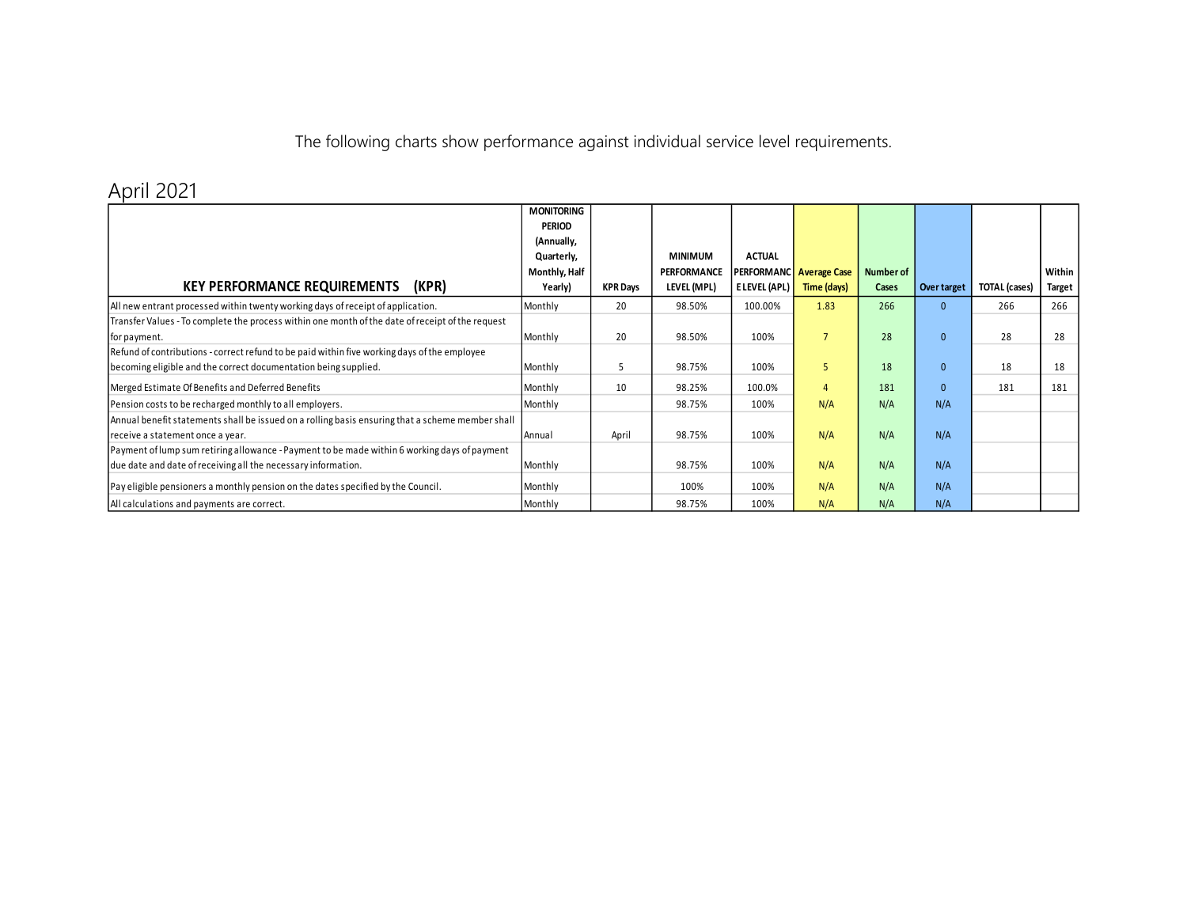The following charts show performance against individual service level requirements.

## April 2021

| KEY PERFORMANCE REQUIREMENTS (KPR) | MONITORING PERIOD (Annually, Quarterly, Monthly, Half Yearly) | KPR Days | MINIMUM PERFORMANCE LEVEL (MPL) | ACTUAL PERFORMANCE LEVEL (APL) | Average Case Time (days) | Number of Cases | Over target | TOTAL (cases) | Within Target |
|---|---|---|---|---|---|---|---|---|---|
| All new entrant processed within twenty working days of receipt of application. | Monthly | 20 | 98.50% | 100.00% | 1.83 | 266 | 0 | 266 | 266 |
| Transfer Values - To complete the process within one month of the date of receipt of the request for payment. | Monthly | 20 | 98.50% | 100% | 7 | 28 | 0 | 28 | 28 |
| Refund of contributions - correct refund to be paid within five working days of the employee becoming eligible and the correct documentation being supplied. | Monthly | 5 | 98.75% | 100% | 5 | 18 | 0 | 18 | 18 |
| Merged Estimate Of Benefits and Deferred Benefits | Monthly | 10 | 98.25% | 100.0% | 4 | 181 | 0 | 181 | 181 |
| Pension costs to be recharged monthly to all employers. | Monthly | | 98.75% | 100% | N/A | N/A | N/A | | |
| Annual benefit statements shall be issued on a rolling basis ensuring that a scheme member shall receive a statement once a year. | Annual | April | 98.75% | 100% | N/A | N/A | N/A | | |
| Payment of lump sum retiring allowance - Payment to be made within 6 working days of payment due date and date of receiving all the necessary information. | Monthly | | 98.75% | 100% | N/A | N/A | N/A | | |
| Pay eligible pensioners a monthly pension on the dates specified by the Council. | Monthly | | 100% | 100% | N/A | N/A | N/A | | |
| All calculations and payments are correct. | Monthly | | 98.75% | 100% | N/A | N/A | N/A | | |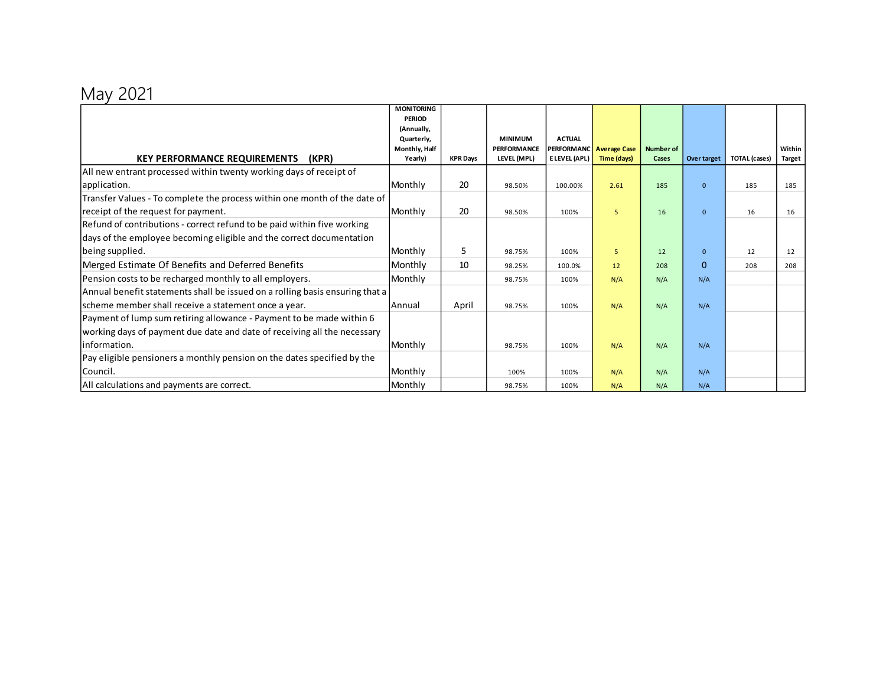# May 2021

| KEY PERFORMANCE REQUIREMENTS (KPR) | MONITORING PERIOD (Annually, Quarterly, Monthly, Half Yearly) | KPR Days | MINIMUM PERFORMANCE LEVEL (MPL) | ACTUAL PERFORMANCE LEVEL (APL) | Average Case Time (days) | Number of Cases | Over target | TOTAL (cases) | Within Target |
|---|---|---|---|---|---|---|---|---|---|
| All new entrant processed within twenty working days of receipt of application. | Monthly | 20 | 98.50% | 100.00% | 2.61 | 185 | 0 | 185 | 185 |
| Transfer Values - To complete the process within one month of the date of receipt of the request for payment. | Monthly | 20 | 98.50% | 100% | 5 | 16 | 0 | 16 | 16 |
| Refund of contributions - correct refund to be paid within five working days of the employee becoming eligible and the correct documentation being supplied. | Monthly | 5 | 98.75% | 100% | 5 | 12 | 0 | 12 | 12 |
| Merged Estimate Of Benefits and Deferred Benefits | Monthly | 10 | 98.25% | 100.0% | 12 | 208 | 0 | 208 | 208 |
| Pension costs to be recharged monthly to all employers. | Monthly | | 98.75% | 100% | N/A | N/A | N/A | | |
| Annual benefit statements shall be issued on a rolling basis ensuring that a scheme member shall receive a statement once a year. | Annual | April | 98.75% | 100% | N/A | N/A | N/A | | |
| Payment of lump sum retiring allowance - Payment to be made within 6 working days of payment due date and date of receiving all the necessary information. | Monthly | | 98.75% | 100% | N/A | N/A | N/A | | |
| Pay eligible pensioners a monthly pension on the dates specified by the Council. | Monthly | | 100% | 100% | N/A | N/A | N/A | | |
| All calculations and payments are correct. | Monthly | | 98.75% | 100% | N/A | N/A | N/A | | |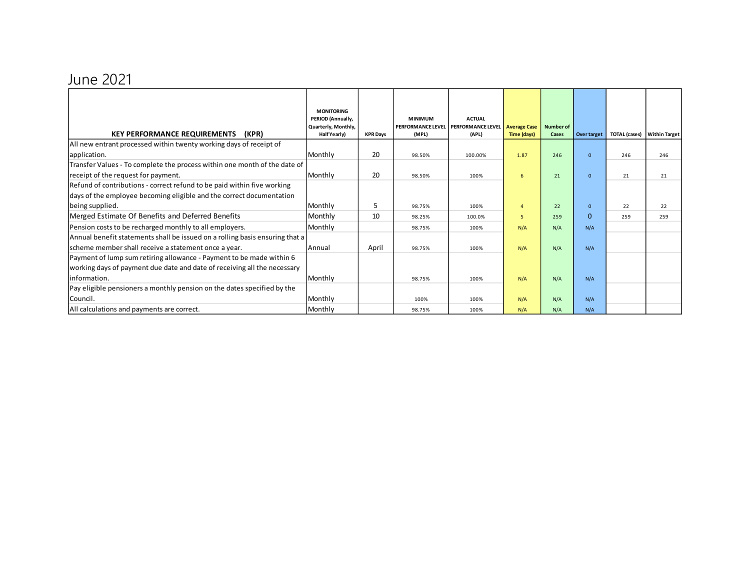# June 2021

| KEY PERFORMANCE REQUIREMENTS (KPR) | MONITORING PERIOD (Annually, Quarterly, Monthly, Half Yearly) | KPR Days | MINIMUM PERFORMANCE LEVEL (MPL) | ACTUAL PERFORMANCE LEVEL (APL) | Average Case Time (days) | Number of Cases | Over target | TOTAL (cases) | Within Target |
|---|---|---|---|---|---|---|---|---|---|
| All new entrant processed within twenty working days of receipt of application. | Monthly | 20 | 98.50% | 100.00% | 1.87 | 246 | 0 | 246 | 246 |
| Transfer Values - To complete the process within one month of the date of receipt of the request for payment. | Monthly | 20 | 98.50% | 100% | 6 | 21 | 0 | 21 | 21 |
| Refund of contributions - correct refund to be paid within five working days of the employee becoming eligible and the correct documentation being supplied. | Monthly | 5 | 98.75% | 100% | 4 | 22 | 0 | 22 | 22 |
| Merged Estimate Of Benefits and Deferred Benefits | Monthly | 10 | 98.25% | 100.0% | 5 | 259 | 0 | 259 | 259 |
| Pension costs to be recharged monthly to all employers. | Monthly | | 98.75% | 100% | N/A | N/A | N/A | | |
| Annual benefit statements shall be issued on a rolling basis ensuring that a scheme member shall receive a statement once a year. | Annual | April | 98.75% | 100% | N/A | N/A | N/A | | |
| Payment of lump sum retiring allowance - Payment to be made within 6 working days of payment due date and date of receiving all the necessary information. | Monthly | | 98.75% | 100% | N/A | N/A | N/A | | |
| Pay eligible pensioners a monthly pension on the dates specified by the Council. | Monthly | | 100% | 100% | N/A | N/A | N/A | | |
| All calculations and payments are correct. | Monthly | | 98.75% | 100% | N/A | N/A | N/A | | |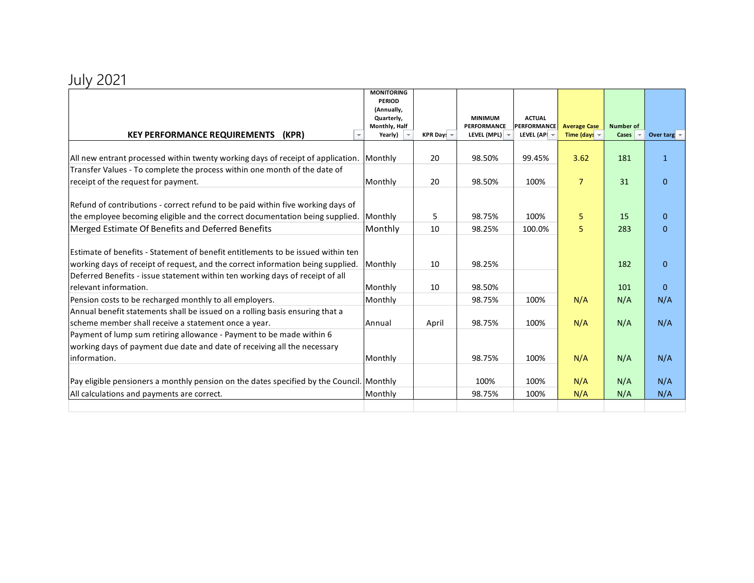# July 2021

| KEY PERFORMANCE REQUIREMENTS (KPR) | MONITORING PERIOD (Annually, Quarterly, Monthly, Half Yearly) | KPR Days | MINIMUM PERFORMANCE LEVEL (MPL) | ACTUAL PERFORMANCE LEVEL (API | Average Case Time (days | Number of Cases | Over targ |
|---|---|---|---|---|---|---|---|
| All new entrant processed within twenty working days of receipt of application. | Monthly | 20 | 98.50% | 99.45% | 3.62 | 181 | 1 |
| Transfer Values - To complete the process within one month of the date of receipt of the request for payment. | Monthly | 20 | 98.50% | 100% | 7 | 31 | 0 |
| Refund of contributions - correct refund to be paid within five working days of the employee becoming eligible and the correct documentation being supplied. | Monthly | 5 | 98.75% | 100% | 5 | 15 | 0 |
| Merged Estimate Of Benefits and Deferred Benefits | Monthly | 10 | 98.25% | 100.0% | 5 | 283 | 0 |
| Estimate of benefits - Statement of benefit entitlements to be issued within ten working days of receipt of request, and the correct information being supplied. | Monthly | 10 | 98.25% | | | 182 | 0 |
| Deferred Benefits - issue statement within ten working days of receipt of all relevant information. | Monthly | 10 | 98.50% | | | 101 | 0 |
| Pension costs to be recharged monthly to all employers. | Monthly | | 98.75% | 100% | N/A | N/A | N/A |
| Annual benefit statements shall be issued on a rolling basis ensuring that a scheme member shall receive a statement once a year. | Annual | April | 98.75% | 100% | N/A | N/A | N/A |
| Payment of lump sum retiring allowance - Payment to be made within 6 working days of payment due date and date of receiving all the necessary information. | Monthly | | 98.75% | 100% | N/A | N/A | N/A |
| Pay eligible pensioners a monthly pension on the dates specified by the Council. | Monthly | | 100% | 100% | N/A | N/A | N/A |
| All calculations and payments are correct. | Monthly | | 98.75% | 100% | N/A | N/A | N/A |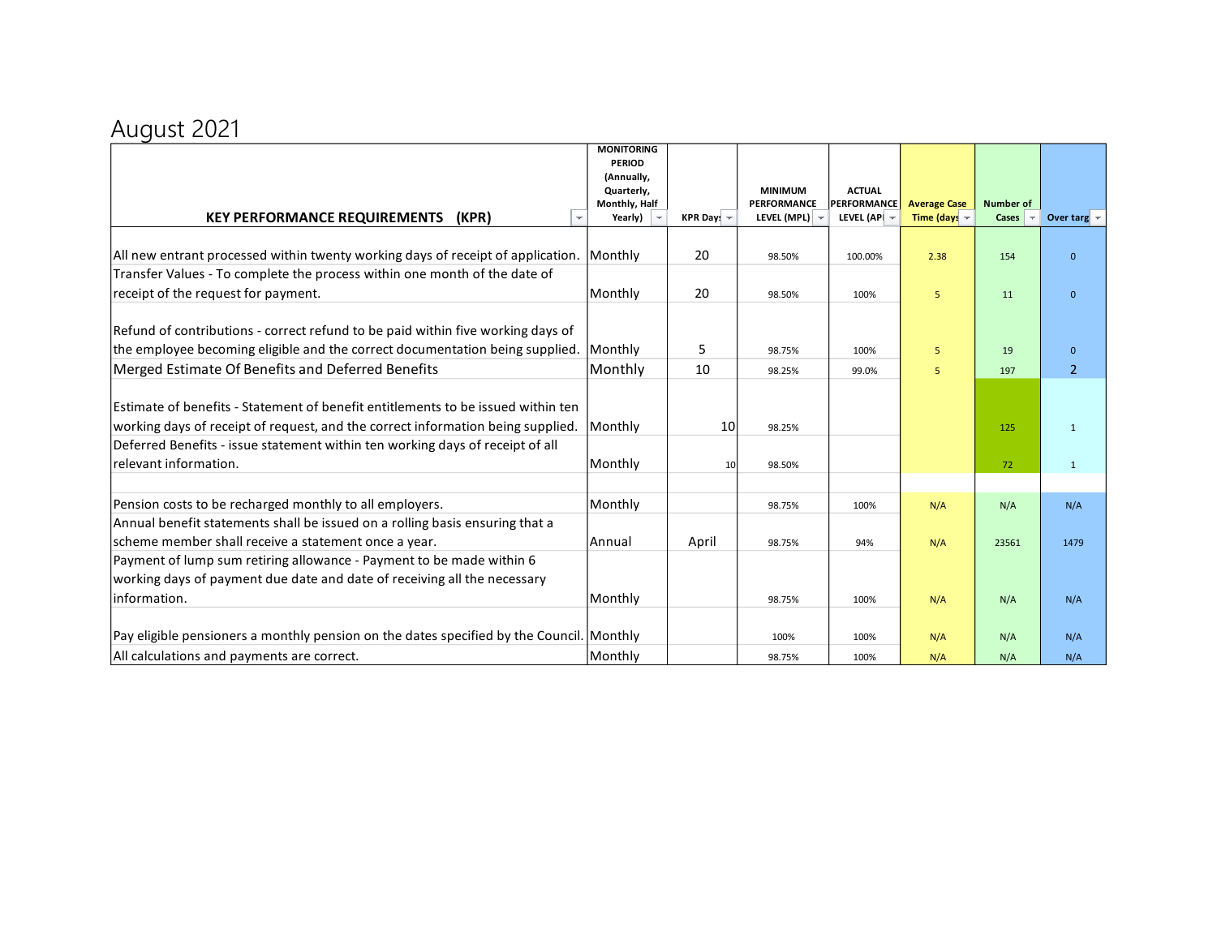## August 2021

| KEY PERFORMANCE REQUIREMENTS (KPR) | MONITORING PERIOD (Annually, Quarterly, Monthly, Half Yearly) | KPR Days | MINIMUM PERFORMANCE LEVEL (MPL) | ACTUAL PERFORMANCE LEVEL (APL) | Average Case Time (days) | Number of Cases | Over target |
|---|---|---|---|---|---|---|---|
| All new entrant processed within twenty working days of receipt of application. | Monthly | 20 | 98.50% | 100.00% | 2.38 | 154 | 0 |
| Transfer Values - To complete the process within one month of the date of receipt of the request for payment. | Monthly | 20 | 98.50% | 100% | 5 | 11 | 0 |
| Refund of contributions - correct refund to be paid within five working days of the employee becoming eligible and the correct documentation being supplied. | Monthly | 5 | 98.75% | 100% | 5 | 19 | 0 |
| Merged Estimate Of Benefits and Deferred Benefits | Monthly | 10 | 98.25% | 99.0% | 5 | 197 | 2 |
| Estimate of benefits - Statement of benefit entitlements to be issued within ten working days of receipt of request, and the correct information being supplied. | Monthly | 10 | 98.25% | | | 125 | 1 |
| Deferred Benefits - issue statement within ten working days of receipt of all relevant information. | Monthly | 10 | 98.50% | | | 72 | 1 |
| Pension costs to be recharged monthly to all employers. | Monthly | | 98.75% | 100% | N/A | N/A | N/A |
| Annual benefit statements shall be issued on a rolling basis ensuring that a scheme member shall receive a statement once a year. | Annual | April | 98.75% | 94% | N/A | 23561 | 1479 |
| Payment of lump sum retiring allowance - Payment to be made within 6 working days of payment due date and date of receiving all the necessary information. | Monthly | | 98.75% | 100% | N/A | N/A | N/A |
| Pay eligible pensioners a monthly pension on the dates specified by the Council. | Monthly | | 100% | 100% | N/A | N/A | N/A |
| All calculations and payments are correct. | Monthly | | 98.75% | 100% | N/A | N/A | N/A |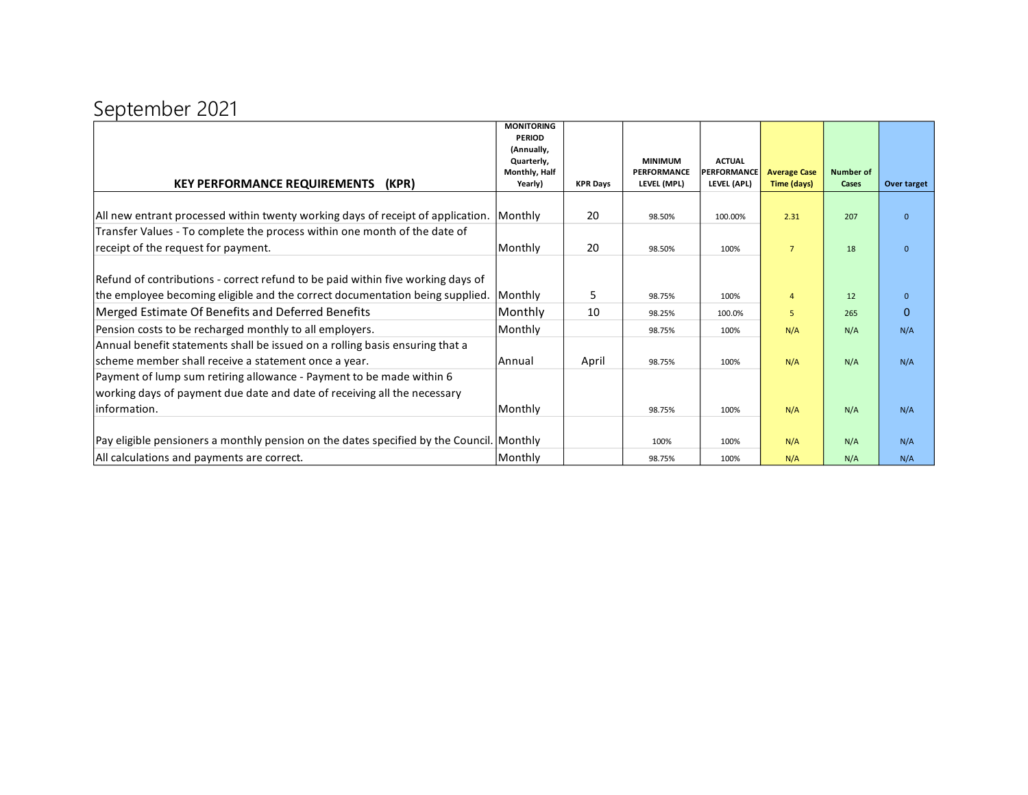# September 2021

| KEY PERFORMANCE REQUIREMENTS (KPR) | MONITORING PERIOD (Annually, Quarterly, Monthly, Half Yearly) | KPR Days | MINIMUM PERFORMANCE LEVEL (MPL) | ACTUAL PERFORMANCE LEVEL (APL) | Average Case Time (days) | Number of Cases | Over target |
|---|---|---|---|---|---|---|---|
| All new entrant processed within twenty working days of receipt of application. | Monthly | 20 | 98.50% | 100.00% | 2.31 | 207 | 0 |
| Transfer Values - To complete the process within one month of the date of receipt of the request for payment. | Monthly | 20 | 98.50% | 100% | 7 | 18 | 0 |
| Refund of contributions - correct refund to be paid within five working days of the employee becoming eligible and the correct documentation being supplied. | Monthly | 5 | 98.75% | 100% | 4 | 12 | 0 |
| Merged Estimate Of Benefits and Deferred Benefits | Monthly | 10 | 98.25% | 100.0% | 5 | 265 | 0 |
| Pension costs to be recharged monthly to all employers. | Monthly | | 98.75% | 100% | N/A | N/A | N/A |
| Annual benefit statements shall be issued on a rolling basis ensuring that a scheme member shall receive a statement once a year. | Annual | April | 98.75% | 100% | N/A | N/A | N/A |
| Payment of lump sum retiring allowance - Payment to be made within 6 working days of payment due date and date of receiving all the necessary information. | Monthly | | 98.75% | 100% | N/A | N/A | N/A |
| Pay eligible pensioners a monthly pension on the dates specified by the Council. | Monthly | | 100% | 100% | N/A | N/A | N/A |
| All calculations and payments are correct. | Monthly | | 98.75% | 100% | N/A | N/A | N/A |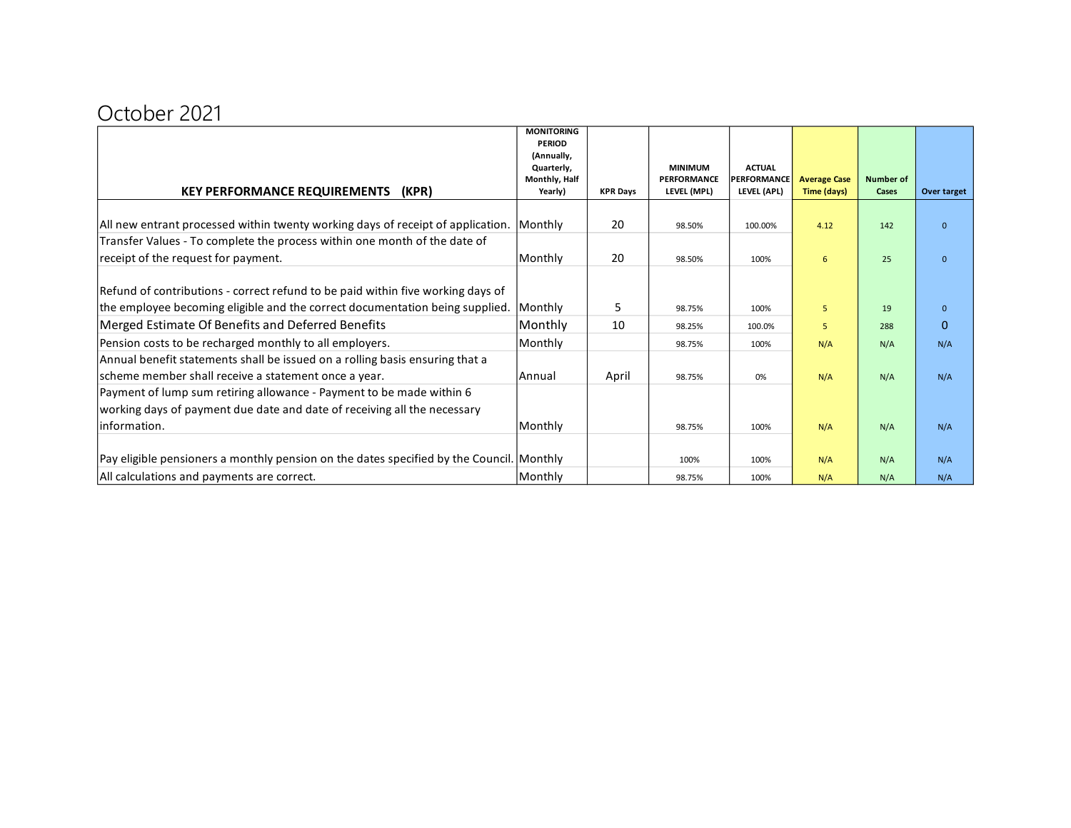# October 2021

| KEY PERFORMANCE REQUIREMENTS (KPR) | MONITORING PERIOD (Annually, Quarterly, Monthly, Half Yearly) | KPR Days | MINIMUM PERFORMANCE LEVEL (MPL) | ACTUAL PERFORMANCE LEVEL (APL) | Average Case Time (days) | Number of Cases | Over target |
|---|---|---|---|---|---|---|---|
| All new entrant processed within twenty working days of receipt of application. | Monthly | 20 | 98.50% | 100.00% | 4.12 | 142 | 0 |
| Transfer Values - To complete the process within one month of the date of receipt of the request for payment. | Monthly | 20 | 98.50% | 100% | 6 | 25 | 0 |
| Refund of contributions - correct refund to be paid within five working days of the employee becoming eligible and the correct documentation being supplied. | Monthly | 5 | 98.75% | 100% | 5 | 19 | 0 |
| Merged Estimate Of Benefits and Deferred Benefits | Monthly | 10 | 98.25% | 100.0% | 5 | 288 | 0 |
| Pension costs to be recharged monthly to all employers. | Monthly | | 98.75% | 100% | N/A | N/A | N/A |
| Annual benefit statements shall be issued on a rolling basis ensuring that a scheme member shall receive a statement once a year. | Annual | April | 98.75% | 0% | N/A | N/A | N/A |
| Payment of lump sum retiring allowance - Payment to be made within 6 working days of payment due date and date of receiving all the necessary information. | Monthly | | 98.75% | 100% | N/A | N/A | N/A |
| Pay eligible pensioners a monthly pension on the dates specified by the Council. | Monthly | | 100% | 100% | N/A | N/A | N/A |
| All calculations and payments are correct. | Monthly | | 98.75% | 100% | N/A | N/A | N/A |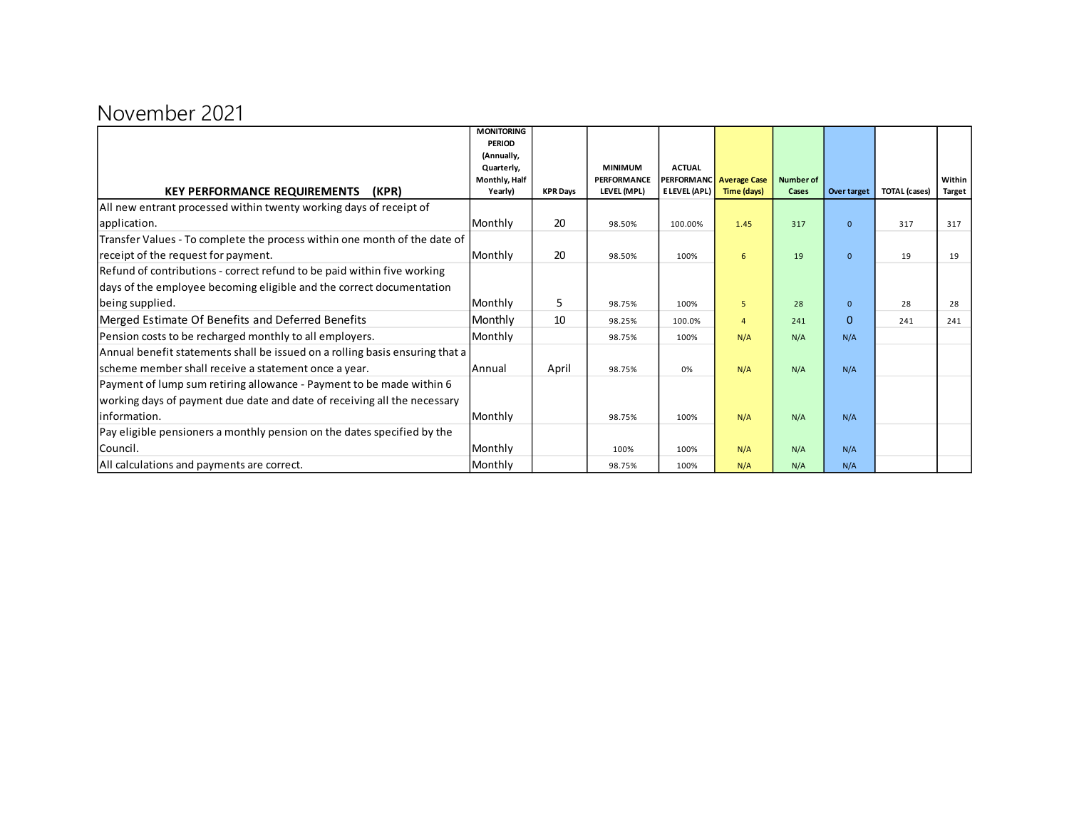# November 2021

| KEY PERFORMANCE REQUIREMENTS (KPR) | MONITORING PERIOD (Annually, Quarterly, Monthly, Half Yearly) | KPR Days | MINIMUM PERFORMANCE LEVEL (MPL) | ACTUAL PERFORMANCE LEVEL (APL) | Average Case Time (days) | Number of Cases | Over target | TOTAL (cases) | Within Target |
|---|---|---|---|---|---|---|---|---|---|
| All new entrant processed within twenty working days of receipt of application. | Monthly | 20 | 98.50% | 100.00% | 1.45 | 317 | 0 | 317 | 317 |
| Transfer Values - To complete the process within one month of the date of receipt of the request for payment. | Monthly | 20 | 98.50% | 100% | 6 | 19 | 0 | 19 | 19 |
| Refund of contributions - correct refund to be paid within five working days of the employee becoming eligible and the correct documentation being supplied. | Monthly | 5 | 98.75% | 100% | 5 | 28 | 0 | 28 | 28 |
| Merged Estimate Of Benefits and Deferred Benefits | Monthly | 10 | 98.25% | 100.0% | 4 | 241 | 0 | 241 | 241 |
| Pension costs to be recharged monthly to all employers. | Monthly | | 98.75% | 100% | N/A | N/A | N/A | | |
| Annual benefit statements shall be issued on a rolling basis ensuring that a scheme member shall receive a statement once a year. | Annual | April | 98.75% | 0% | N/A | N/A | N/A | | |
| Payment of lump sum retiring allowance - Payment to be made within 6 working days of payment due date and date of receiving all the necessary information. | Monthly | | 98.75% | 100% | N/A | N/A | N/A | | |
| Pay eligible pensioners a monthly pension on the dates specified by the Council. | Monthly | | 100% | 100% | N/A | N/A | N/A | | |
| All calculations and payments are correct. | Monthly | | 98.75% | 100% | N/A | N/A | N/A | | |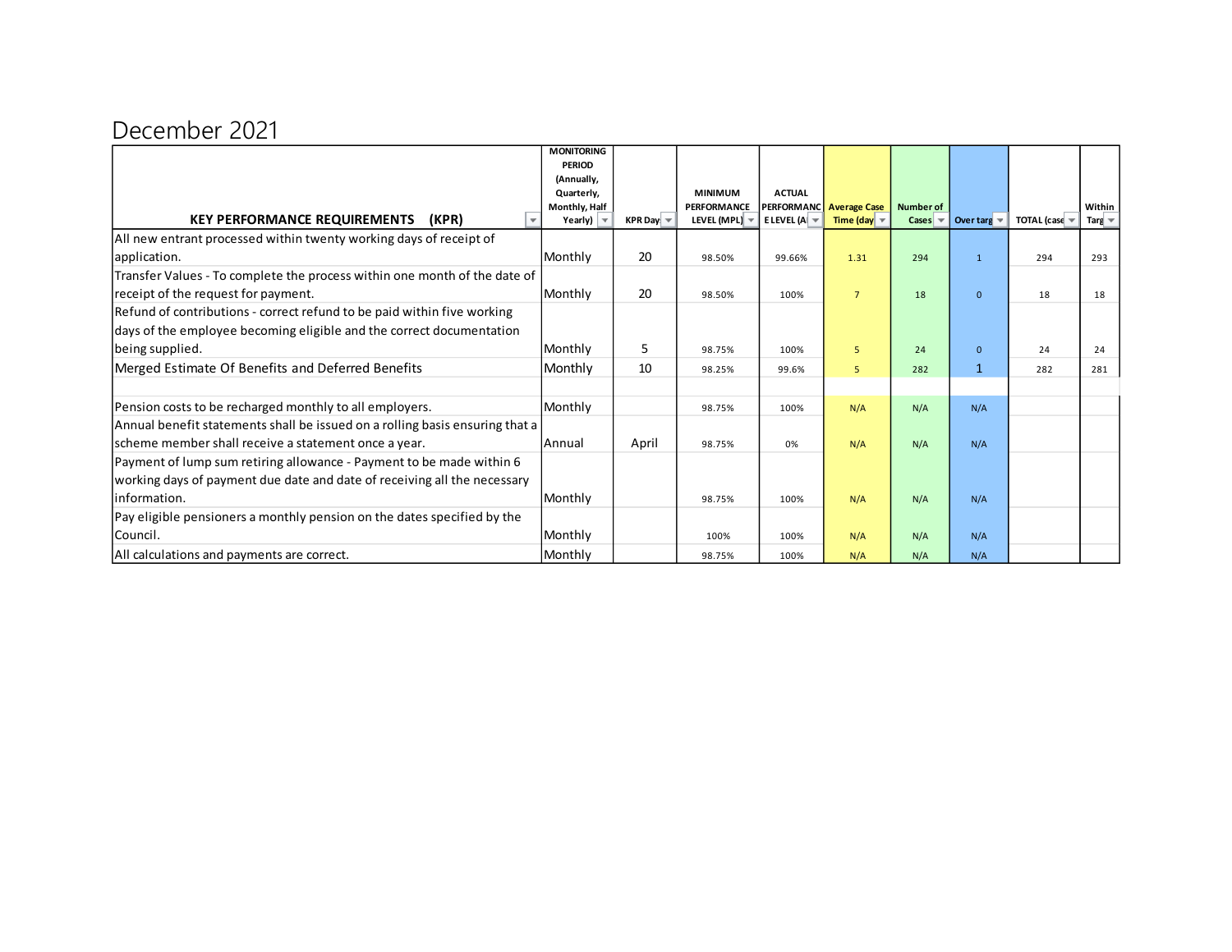# December 2021

| KEY PERFORMANCE REQUIREMENTS (KPR) | MONITORING PERIOD (Annually, Quarterly, Monthly, Half Yearly) | KPR Day | MINIMUM PERFORMANCE LEVEL (MPL) | ACTUAL PERFORMANCE LEVEL (A | Average Case Time (day | Number of Cases | Over targ | TOTAL (case | Within Targ |
|---|---|---|---|---|---|---|---|---|---|
| All new entrant processed within twenty working days of receipt of application. | Monthly | 20 | 98.50% | 99.66% | 1.31 | 294 | 1 | 294 | 293 |
| Transfer Values - To complete the process within one month of the date of receipt of the request for payment. | Monthly | 20 | 98.50% | 100% | 7 | 18 | 0 | 18 | 18 |
| Refund of contributions - correct refund to be paid within five working days of the employee becoming eligible and the correct documentation being supplied. | Monthly | 5 | 98.75% | 100% | 5 | 24 | 0 | 24 | 24 |
| Merged Estimate Of Benefits and Deferred Benefits | Monthly | 10 | 98.25% | 99.6% | 5 | 282 | 1 | 282 | 281 |
| | | | | | | | | | |
| Pension costs to be recharged monthly to all employers. | Monthly | | 98.75% | 100% | N/A | N/A | N/A | | |
| Annual benefit statements shall be issued on a rolling basis ensuring that a scheme member shall receive a statement once a year. | Annual | April | 98.75% | 0% | N/A | N/A | N/A | | |
| Payment of lump sum retiring allowance - Payment to be made within 6 working days of payment due date and date of receiving all the necessary information. | Monthly | | 98.75% | 100% | N/A | N/A | N/A | | |
| Pay eligible pensioners a monthly pension on the dates specified by the Council. | Monthly | | 100% | 100% | N/A | N/A | N/A | | |
| All calculations and payments are correct. | Monthly | | 98.75% | 100% | N/A | N/A | N/A | | |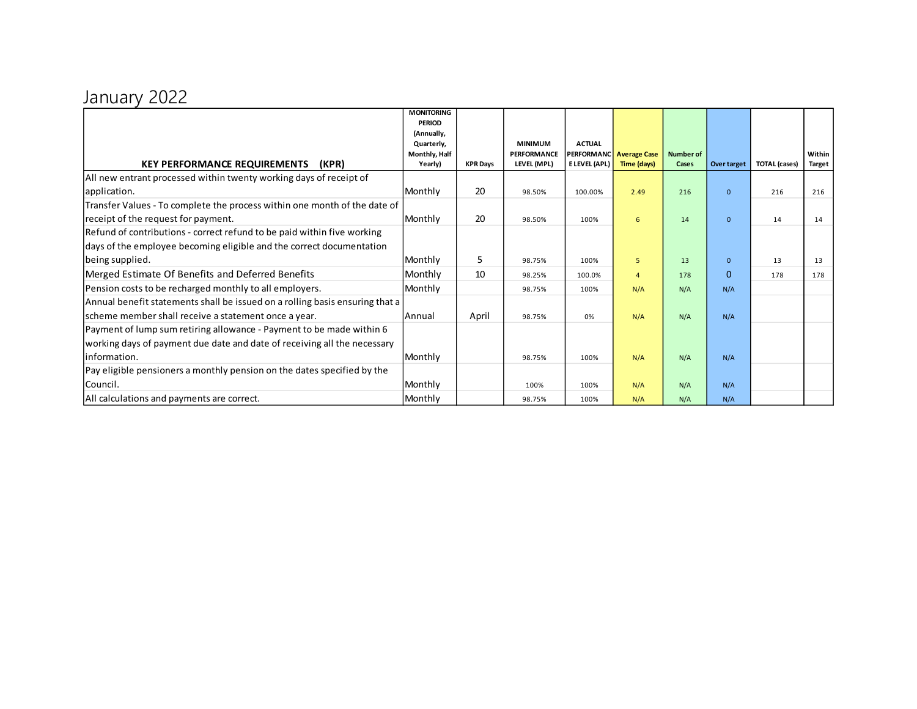# January 2022

| KEY PERFORMANCE REQUIREMENTS (KPR) | MONITORING PERIOD (Annually, Quarterly, Monthly, Half Yearly) | KPR Days | MINIMUM PERFORMANCE LEVEL (MPL) | ACTUAL PERFORMANCE LEVEL (APL) | Average Case Time (days) | Number of Cases | Over target | TOTAL (cases) | Within Target |
|---|---|---|---|---|---|---|---|---|---|
| All new entrant processed within twenty working days of receipt of application. | Monthly | 20 | 98.50% | 100.00% | 2.49 | 216 | 0 | 216 | 216 |
| Transfer Values - To complete the process within one month of the date of receipt of the request for payment. | Monthly | 20 | 98.50% | 100% | 6 | 14 | 0 | 14 | 14 |
| Refund of contributions - correct refund to be paid within five working days of the employee becoming eligible and the correct documentation being supplied. | Monthly | 5 | 98.75% | 100% | 5 | 13 | 0 | 13 | 13 |
| Merged Estimate Of Benefits and Deferred Benefits | Monthly | 10 | 98.25% | 100.0% | 4 | 178 | 0 | 178 | 178 |
| Pension costs to be recharged monthly to all employers. | Monthly | | 98.75% | 100% | N/A | N/A | N/A | | |
| Annual benefit statements shall be issued on a rolling basis ensuring that a scheme member shall receive a statement once a year. | Annual | April | 98.75% | 0% | N/A | N/A | N/A | | |
| Payment of lump sum retiring allowance - Payment to be made within 6 working days of payment due date and date of receiving all the necessary information. | Monthly | | 98.75% | 100% | N/A | N/A | N/A | | |
| Pay eligible pensioners a monthly pension on the dates specified by the Council. | Monthly | | 100% | 100% | N/A | N/A | N/A | | |
| All calculations and payments are correct. | Monthly | | 98.75% | 100% | N/A | N/A | N/A | | |